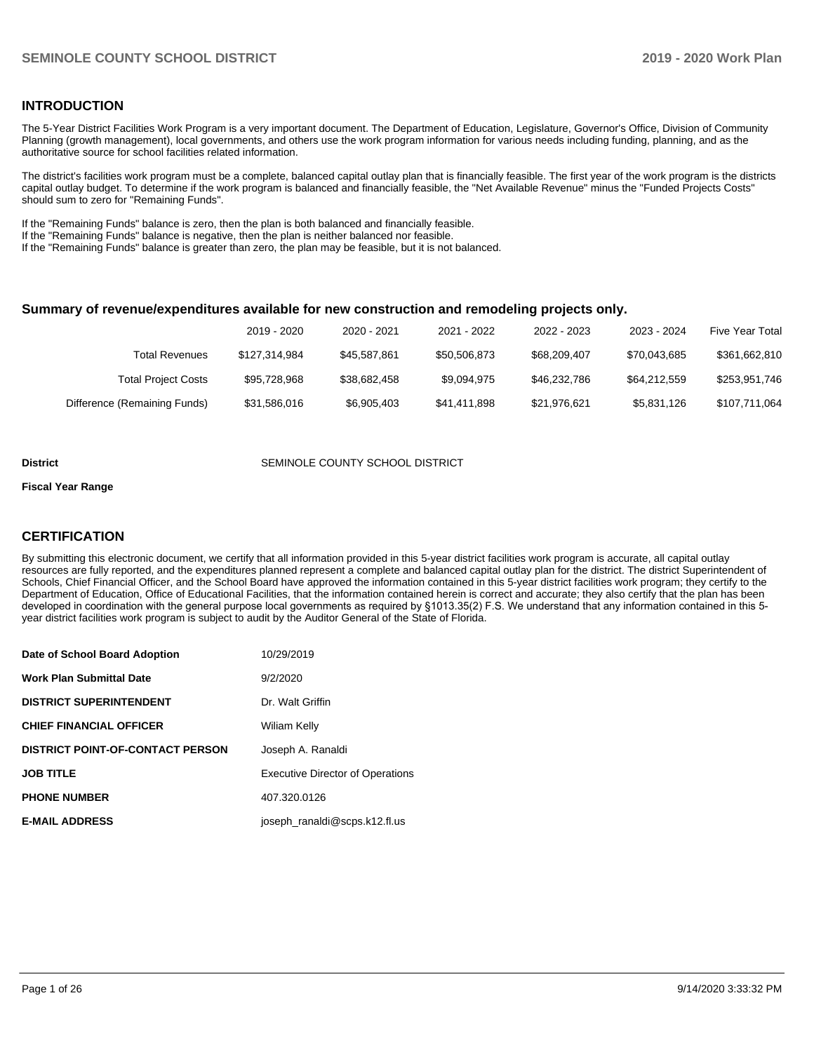## INTRODUCTION

The 5-Year District Facilities Work Program is a very important document. The Department of Education, Legislature, Governor's Office, Division of Community Planning (growth management), local governments, and others use the work program information for various needs including funding, planning, and as the authoritative source for school facilities related information.

The district's facilities work program must be a complete, balanced capital outlay plan that is financially feasible. The first year of the work program is the districts capital outlay budget. To determine if the work program is balanced and financially feasible, the "Net Available Revenue" minus the "Funded Projects Costs" should sum to zero for "Remaining Funds".

If the "Remaining Funds" balance is zero, then the plan is both balanced and financially feasible.
If the "Remaining Funds" balance is negative, then the plan is neither balanced nor feasible.
If the "Remaining Funds" balance is greater than zero, the plan may be feasible, but it is not balanced.

### Summary of revenue/expenditures available for new construction and remodeling projects only.

| | 2019 - 2020 | 2020 - 2021 | 2021 - 2022 | 2022 - 2023 | 2023 - 2024 | Five Year Total |
|---|---|---|---|---|---|---|
| Total Revenues | $127,314,984 | $45,587,861 | $50,506,873 | $68,209,407 | $70,043,685 | $361,662,810 |
| Total Project Costs | $95,728,968 | $38,682,458 | $9,094,975 | $46,232,786 | $64,212,559 | $253,951,746 |
| Difference (Remaining Funds) | $31,586,016 | $6,905,403 | $41,411,898 | $21,976,621 | $5,831,126 | $107,711,064 |

**District** SEMINOLE COUNTY SCHOOL DISTRICT

**Fiscal Year Range**

## CERTIFICATION

By submitting this electronic document, we certify that all information provided in this 5-year district facilities work program is accurate, all capital outlay resources are fully reported, and the expenditures planned represent a complete and balanced capital outlay plan for the district. The district Superintendent of Schools, Chief Financial Officer, and the School Board have approved the information contained in this 5-year district facilities work program; they certify to the Department of Education, Office of Educational Facilities, that the information contained herein is correct and accurate; they also certify that the plan has been developed in coordination with the general purpose local governments as required by §1013.35(2) F.S. We understand that any information contained in this 5-year district facilities work program is subject to audit by the Auditor General of the State of Florida.

| | |
|---|---|
| **Date of School Board Adoption** | 10/29/2019 |
| **Work Plan Submittal Date** | 9/2/2020 |
| **DISTRICT SUPERINTENDENT** | Dr. Walt Griffin |
| **CHIEF FINANCIAL OFFICER** | Wiliam Kelly |
| **DISTRICT POINT-OF-CONTACT PERSON** | Joseph A. Ranaldi |
| **JOB TITLE** | Executive Director of Operations |
| **PHONE NUMBER** | 407.320.0126 |
| **E-MAIL ADDRESS** | joseph_ranaldi@scps.k12.fl.us |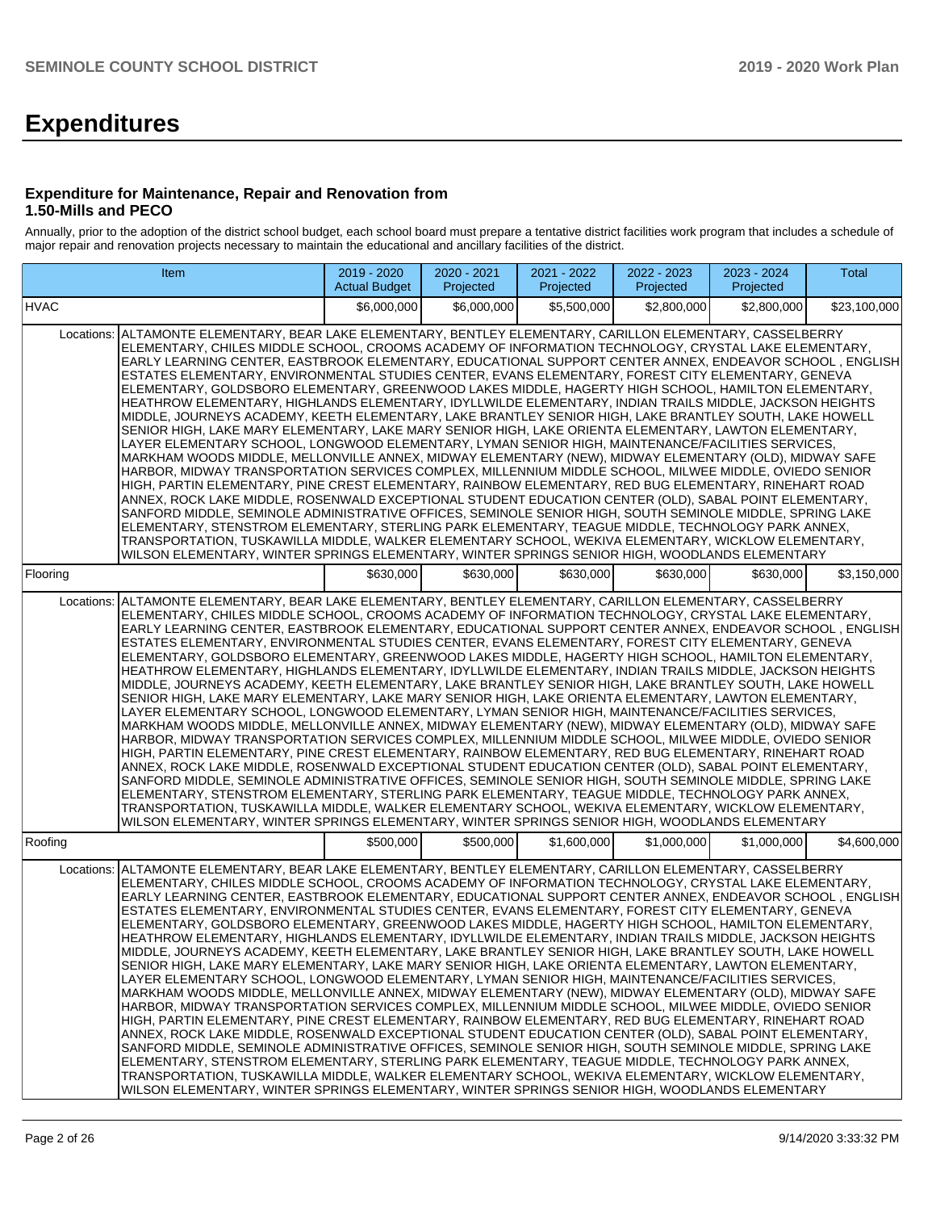# Expenditures

### Expenditure for Maintenance, Repair and Renovation from 1.50-Mills and PECO

Annually, prior to the adoption of the district school budget, each school board must prepare a tentative district facilities work program that includes a schedule of major repair and renovation projects necessary to maintain the educational and ancillary facilities of the district.

| Item | | 2019 - 2020 Actual Budget | 2020 - 2021 Projected | 2021 - 2022 Projected | 2022 - 2023 Projected | 2023 - 2024 Projected | Total |
|---|---|---|---|---|---|---|---|
| HVAC | | $6,000,000 | $6,000,000 | $5,500,000 | $2,800,000 | $2,800,000 | $23,100,000 |
| Locations: | ALTAMONTE ELEMENTARY, BEAR LAKE ELEMENTARY, BENTLEY ELEMENTARY, CARILLON ELEMENTARY, CASSELBERRY ELEMENTARY, CHILES MIDDLE SCHOOL, CROOMS ACADEMY OF INFORMATION TECHNOLOGY, CRYSTAL LAKE ELEMENTARY, EARLY LEARNING CENTER, EASTBROOK ELEMENTARY, EDUCATIONAL SUPPORT CENTER ANNEX, ENDEAVOR SCHOOL , ENGLISH ESTATES ELEMENTARY, ENVIRONMENTAL STUDIES CENTER, EVANS ELEMENTARY, FOREST CITY ELEMENTARY, GENEVA ELEMENTARY, GOLDSBORO ELEMENTARY, GREENWOOD LAKES MIDDLE, HAGERTY HIGH SCHOOL, HAMILTON ELEMENTARY, HEATHROW ELEMENTARY, HIGHLANDS ELEMENTARY, IDYLLWILDE ELEMENTARY, INDIAN TRAILS MIDDLE, JACKSON HEIGHTS MIDDLE, JOURNEYS ACADEMY, KEETH ELEMENTARY, LAKE BRANTLEY SENIOR HIGH, LAKE BRANTLEY SOUTH, LAKE HOWELL SENIOR HIGH, LAKE MARY ELEMENTARY, LAKE MARY SENIOR HIGH, LAKE ORIENTA ELEMENTARY, LAWTON ELEMENTARY, LAYER ELEMENTARY SCHOOL, LONGWOOD ELEMENTARY, LYMAN SENIOR HIGH, MAINTENANCE/FACILITIES SERVICES, MARKHAM WOODS MIDDLE, MELLONVILLE ANNEX, MIDWAY ELEMENTARY (NEW), MIDWAY ELEMENTARY (OLD), MIDWAY SAFE HARBOR, MIDWAY TRANSPORTATION SERVICES COMPLEX, MILLENNIUM MIDDLE SCHOOL, MILWEE MIDDLE, OVIEDO SENIOR HIGH, PARTIN ELEMENTARY, PINE CREST ELEMENTARY, RAINBOW ELEMENTARY, RED BUG ELEMENTARY, RINEHART ROAD ANNEX, ROCK LAKE MIDDLE, ROSENWALD EXCEPTIONAL STUDENT EDUCATION CENTER (OLD), SABAL POINT ELEMENTARY, SANFORD MIDDLE, SEMINOLE ADMINISTRATIVE OFFICES, SEMINOLE SENIOR HIGH, SOUTH SEMINOLE MIDDLE, SPRING LAKE ELEMENTARY, STENSTROM ELEMENTARY, STERLING PARK ELEMENTARY, TEAGUE MIDDLE, TECHNOLOGY PARK ANNEX, TRANSPORTATION, TUSKAWILLA MIDDLE, WALKER ELEMENTARY SCHOOL, WEKIVA ELEMENTARY, WICKLOW ELEMENTARY, WILSON ELEMENTARY, WINTER SPRINGS ELEMENTARY, WINTER SPRINGS SENIOR HIGH, WOODLANDS ELEMENTARY | | | | | | |
| Flooring | | $630,000 | $630,000 | $630,000 | $630,000 | $630,000 | $3,150,000 |
| Locations: | ALTAMONTE ELEMENTARY, BEAR LAKE ELEMENTARY, BENTLEY ELEMENTARY, CARILLON ELEMENTARY, CASSELBERRY ELEMENTARY, CHILES MIDDLE SCHOOL, CROOMS ACADEMY OF INFORMATION TECHNOLOGY, CRYSTAL LAKE ELEMENTARY, EARLY LEARNING CENTER, EASTBROOK ELEMENTARY, EDUCATIONAL SUPPORT CENTER ANNEX, ENDEAVOR SCHOOL , ENGLISH ESTATES ELEMENTARY, ENVIRONMENTAL STUDIES CENTER, EVANS ELEMENTARY, FOREST CITY ELEMENTARY, GENEVA ELEMENTARY, GOLDSBORO ELEMENTARY, GREENWOOD LAKES MIDDLE, HAGERTY HIGH SCHOOL, HAMILTON ELEMENTARY, HEATHROW ELEMENTARY, HIGHLANDS ELEMENTARY, IDYLLWILDE ELEMENTARY, INDIAN TRAILS MIDDLE, JACKSON HEIGHTS MIDDLE, JOURNEYS ACADEMY, KEETH ELEMENTARY, LAKE BRANTLEY SENIOR HIGH, LAKE BRANTLEY SOUTH, LAKE HOWELL SENIOR HIGH, LAKE MARY ELEMENTARY, LAKE MARY SENIOR HIGH, LAKE ORIENTA ELEMENTARY, LAWTON ELEMENTARY, LAYER ELEMENTARY SCHOOL, LONGWOOD ELEMENTARY, LYMAN SENIOR HIGH, MAINTENANCE/FACILITIES SERVICES, MARKHAM WOODS MIDDLE, MELLONVILLE ANNEX, MIDWAY ELEMENTARY (NEW), MIDWAY ELEMENTARY (OLD), MIDWAY SAFE HARBOR, MIDWAY TRANSPORTATION SERVICES COMPLEX, MILLENNIUM MIDDLE SCHOOL, MILWEE MIDDLE, OVIEDO SENIOR HIGH, PARTIN ELEMENTARY, PINE CREST ELEMENTARY, RAINBOW ELEMENTARY, RED BUG ELEMENTARY, RINEHART ROAD ANNEX, ROCK LAKE MIDDLE, ROSENWALD EXCEPTIONAL STUDENT EDUCATION CENTER (OLD), SABAL POINT ELEMENTARY, SANFORD MIDDLE, SEMINOLE ADMINISTRATIVE OFFICES, SEMINOLE SENIOR HIGH, SOUTH SEMINOLE MIDDLE, SPRING LAKE ELEMENTARY, STENSTROM ELEMENTARY, STERLING PARK ELEMENTARY, TEAGUE MIDDLE, TECHNOLOGY PARK ANNEX, TRANSPORTATION, TUSKAWILLA MIDDLE, WALKER ELEMENTARY SCHOOL, WEKIVA ELEMENTARY, WICKLOW ELEMENTARY, WILSON ELEMENTARY, WINTER SPRINGS ELEMENTARY, WINTER SPRINGS SENIOR HIGH, WOODLANDS ELEMENTARY | | | | | | |
| Roofing | | $500,000 | $500,000 | $1,600,000 | $1,000,000 | $1,000,000 | $4,600,000 |
| Locations: | ALTAMONTE ELEMENTARY, BEAR LAKE ELEMENTARY, BENTLEY ELEMENTARY, CARILLON ELEMENTARY, CASSELBERRY ELEMENTARY, CHILES MIDDLE SCHOOL, CROOMS ACADEMY OF INFORMATION TECHNOLOGY, CRYSTAL LAKE ELEMENTARY, EARLY LEARNING CENTER, EASTBROOK ELEMENTARY, EDUCATIONAL SUPPORT CENTER ANNEX, ENDEAVOR SCHOOL , ENGLISH ESTATES ELEMENTARY, ENVIRONMENTAL STUDIES CENTER, EVANS ELEMENTARY, FOREST CITY ELEMENTARY, GENEVA ELEMENTARY, GOLDSBORO ELEMENTARY, GREENWOOD LAKES MIDDLE, HAGERTY HIGH SCHOOL, HAMILTON ELEMENTARY, HEATHROW ELEMENTARY, HIGHLANDS ELEMENTARY, IDYLLWILDE ELEMENTARY, INDIAN TRAILS MIDDLE, JACKSON HEIGHTS MIDDLE, JOURNEYS ACADEMY, KEETH ELEMENTARY, LAKE BRANTLEY SENIOR HIGH, LAKE BRANTLEY SOUTH, LAKE HOWELL SENIOR HIGH, LAKE MARY ELEMENTARY, LAKE MARY SENIOR HIGH, LAKE ORIENTA ELEMENTARY, LAWTON ELEMENTARY, LAYER ELEMENTARY SCHOOL, LONGWOOD ELEMENTARY, LYMAN SENIOR HIGH, MAINTENANCE/FACILITIES SERVICES, MARKHAM WOODS MIDDLE, MELLONVILLE ANNEX, MIDWAY ELEMENTARY (NEW), MIDWAY ELEMENTARY (OLD), MIDWAY SAFE HARBOR, MIDWAY TRANSPORTATION SERVICES COMPLEX, MILLENNIUM MIDDLE SCHOOL, MILWEE MIDDLE, OVIEDO SENIOR HIGH, PARTIN ELEMENTARY, PINE CREST ELEMENTARY, RAINBOW ELEMENTARY, RED BUG ELEMENTARY, RINEHART ROAD ANNEX, ROCK LAKE MIDDLE, ROSENWALD EXCEPTIONAL STUDENT EDUCATION CENTER (OLD), SABAL POINT ELEMENTARY, SANFORD MIDDLE, SEMINOLE ADMINISTRATIVE OFFICES, SEMINOLE SENIOR HIGH, SOUTH SEMINOLE MIDDLE, SPRING LAKE ELEMENTARY, STENSTROM ELEMENTARY, STERLING PARK ELEMENTARY, TEAGUE MIDDLE, TECHNOLOGY PARK ANNEX, TRANSPORTATION, TUSKAWILLA MIDDLE, WALKER ELEMENTARY SCHOOL, WEKIVA ELEMENTARY, WICKLOW ELEMENTARY, WILSON ELEMENTARY, WINTER SPRINGS ELEMENTARY, WINTER SPRINGS SENIOR HIGH, WOODLANDS ELEMENTARY | | | | | | |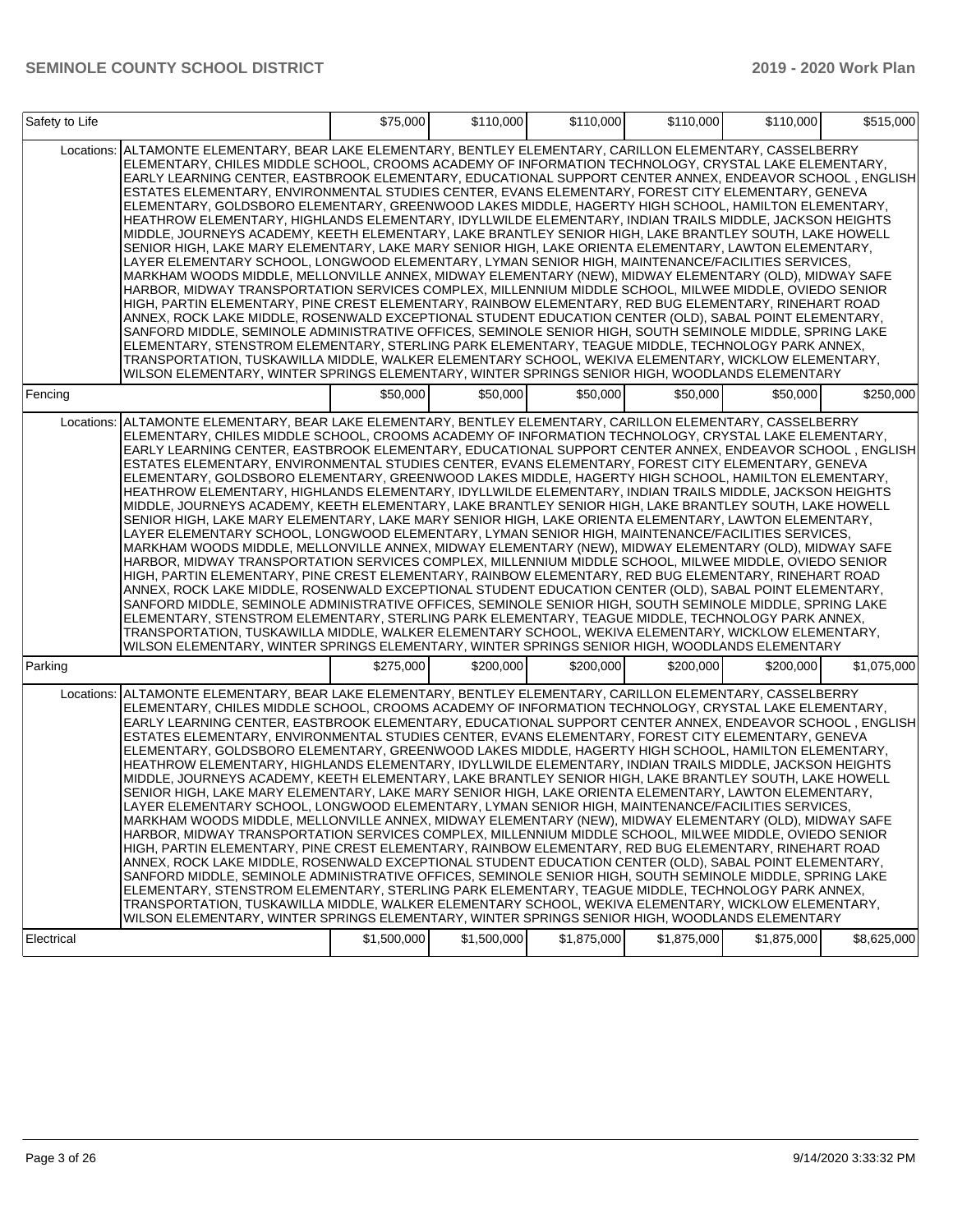| | | | | | | |
|---|---|---|---|---|---|---|
| Safety to Life | | $75,000 | $110,000 | $110,000 | $110,000 | $110,000 | $515,000 |
| Locations: | ALTAMONTE ELEMENTARY, BEAR LAKE ELEMENTARY, BENTLEY ELEMENTARY, CARILLON ELEMENTARY, CASSELBERRY ELEMENTARY, CHILES MIDDLE SCHOOL, CROOMS ACADEMY OF INFORMATION TECHNOLOGY, CRYSTAL LAKE ELEMENTARY, EARLY LEARNING CENTER, EASTBROOK ELEMENTARY, EDUCATIONAL SUPPORT CENTER ANNEX, ENDEAVOR SCHOOL , ENGLISH ESTATES ELEMENTARY, ENVIRONMENTAL STUDIES CENTER, EVANS ELEMENTARY, FOREST CITY ELEMENTARY, GENEVA ELEMENTARY, GOLDSBORO ELEMENTARY, GREENWOOD LAKES MIDDLE, HAGERTY HIGH SCHOOL, HAMILTON ELEMENTARY, HEATHROW ELEMENTARY, HIGHLANDS ELEMENTARY, IDYLLWILDE ELEMENTARY, INDIAN TRAILS MIDDLE, JACKSON HEIGHTS MIDDLE, JOURNEYS ACADEMY, KEETH ELEMENTARY, LAKE BRANTLEY SENIOR HIGH, LAKE BRANTLEY SOUTH, LAKE HOWELL SENIOR HIGH, LAKE MARY ELEMENTARY, LAKE MARY SENIOR HIGH, LAKE ORIENTA ELEMENTARY, LAWTON ELEMENTARY, LAYER ELEMENTARY SCHOOL, LONGWOOD ELEMENTARY, LYMAN SENIOR HIGH, MAINTENANCE/FACILITIES SERVICES, MARKHAM WOODS MIDDLE, MELLONVILLE ANNEX, MIDWAY ELEMENTARY (NEW), MIDWAY ELEMENTARY (OLD), MIDWAY SAFE HARBOR, MIDWAY TRANSPORTATION SERVICES COMPLEX, MILLENNIUM MIDDLE SCHOOL, MILWEE MIDDLE, OVIEDO SENIOR HIGH, PARTIN ELEMENTARY, PINE CREST ELEMENTARY, RAINBOW ELEMENTARY, RED BUG ELEMENTARY, RINEHART ROAD ANNEX, ROCK LAKE MIDDLE, ROSENWALD EXCEPTIONAL STUDENT EDUCATION CENTER (OLD), SABAL POINT ELEMENTARY, SANFORD MIDDLE, SEMINOLE ADMINISTRATIVE OFFICES, SEMINOLE SENIOR HIGH, SOUTH SEMINOLE MIDDLE, SPRING LAKE ELEMENTARY, STENSTROM ELEMENTARY, STERLING PARK ELEMENTARY, TEAGUE MIDDLE, TECHNOLOGY PARK ANNEX, TRANSPORTATION, TUSKAWILLA MIDDLE, WALKER ELEMENTARY SCHOOL, WEKIVA ELEMENTARY, WICKLOW ELEMENTARY, WILSON ELEMENTARY, WINTER SPRINGS ELEMENTARY, WINTER SPRINGS SENIOR HIGH, WOODLANDS ELEMENTARY | | | | | | |
| Fencing | | $50,000 | $50,000 | $50,000 | $50,000 | $50,000 | $250,000 |
| Locations: | ALTAMONTE ELEMENTARY, BEAR LAKE ELEMENTARY, BENTLEY ELEMENTARY, CARILLON ELEMENTARY, CASSELBERRY ELEMENTARY, CHILES MIDDLE SCHOOL, CROOMS ACADEMY OF INFORMATION TECHNOLOGY, CRYSTAL LAKE ELEMENTARY, EARLY LEARNING CENTER, EASTBROOK ELEMENTARY, EDUCATIONAL SUPPORT CENTER ANNEX, ENDEAVOR SCHOOL , ENGLISH ESTATES ELEMENTARY, ENVIRONMENTAL STUDIES CENTER, EVANS ELEMENTARY, FOREST CITY ELEMENTARY, GENEVA ELEMENTARY, GOLDSBORO ELEMENTARY, GREENWOOD LAKES MIDDLE, HAGERTY HIGH SCHOOL, HAMILTON ELEMENTARY, HEATHROW ELEMENTARY, HIGHLANDS ELEMENTARY, IDYLLWILDE ELEMENTARY, INDIAN TRAILS MIDDLE, JACKSON HEIGHTS MIDDLE, JOURNEYS ACADEMY, KEETH ELEMENTARY, LAKE BRANTLEY SENIOR HIGH, LAKE BRANTLEY SOUTH, LAKE HOWELL SENIOR HIGH, LAKE MARY ELEMENTARY, LAKE MARY SENIOR HIGH, LAKE ORIENTA ELEMENTARY, LAWTON ELEMENTARY, LAYER ELEMENTARY SCHOOL, LONGWOOD ELEMENTARY, LYMAN SENIOR HIGH, MAINTENANCE/FACILITIES SERVICES, MARKHAM WOODS MIDDLE, MELLONVILLE ANNEX, MIDWAY ELEMENTARY (NEW), MIDWAY ELEMENTARY (OLD), MIDWAY SAFE HARBOR, MIDWAY TRANSPORTATION SERVICES COMPLEX, MILLENNIUM MIDDLE SCHOOL, MILWEE MIDDLE, OVIEDO SENIOR HIGH, PARTIN ELEMENTARY, PINE CREST ELEMENTARY, RAINBOW ELEMENTARY, RED BUG ELEMENTARY, RINEHART ROAD ANNEX, ROCK LAKE MIDDLE, ROSENWALD EXCEPTIONAL STUDENT EDUCATION CENTER (OLD), SABAL POINT ELEMENTARY, SANFORD MIDDLE, SEMINOLE ADMINISTRATIVE OFFICES, SEMINOLE SENIOR HIGH, SOUTH SEMINOLE MIDDLE, SPRING LAKE ELEMENTARY, STENSTROM ELEMENTARY, STERLING PARK ELEMENTARY, TEAGUE MIDDLE, TECHNOLOGY PARK ANNEX, TRANSPORTATION, TUSKAWILLA MIDDLE, WALKER ELEMENTARY SCHOOL, WEKIVA ELEMENTARY, WICKLOW ELEMENTARY, WILSON ELEMENTARY, WINTER SPRINGS ELEMENTARY, WINTER SPRINGS SENIOR HIGH, WOODLANDS ELEMENTARY | | | | | | |
| Parking | | $275,000 | $200,000 | $200,000 | $200,000 | $200,000 | $1,075,000 |
| Locations: | ALTAMONTE ELEMENTARY, BEAR LAKE ELEMENTARY, BENTLEY ELEMENTARY, CARILLON ELEMENTARY, CASSELBERRY ELEMENTARY, CHILES MIDDLE SCHOOL, CROOMS ACADEMY OF INFORMATION TECHNOLOGY, CRYSTAL LAKE ELEMENTARY, EARLY LEARNING CENTER, EASTBROOK ELEMENTARY, EDUCATIONAL SUPPORT CENTER ANNEX, ENDEAVOR SCHOOL , ENGLISH ESTATES ELEMENTARY, ENVIRONMENTAL STUDIES CENTER, EVANS ELEMENTARY, FOREST CITY ELEMENTARY, GENEVA ELEMENTARY, GOLDSBORO ELEMENTARY, GREENWOOD LAKES MIDDLE, HAGERTY HIGH SCHOOL, HAMILTON ELEMENTARY, HEATHROW ELEMENTARY, HIGHLANDS ELEMENTARY, IDYLLWILDE ELEMENTARY, INDIAN TRAILS MIDDLE, JACKSON HEIGHTS MIDDLE, JOURNEYS ACADEMY, KEETH ELEMENTARY, LAKE BRANTLEY SENIOR HIGH, LAKE BRANTLEY SOUTH, LAKE HOWELL SENIOR HIGH, LAKE MARY ELEMENTARY, LAKE MARY SENIOR HIGH, LAKE ORIENTA ELEMENTARY, LAWTON ELEMENTARY, LAYER ELEMENTARY SCHOOL, LONGWOOD ELEMENTARY, LYMAN SENIOR HIGH, MAINTENANCE/FACILITIES SERVICES, MARKHAM WOODS MIDDLE, MELLONVILLE ANNEX, MIDWAY ELEMENTARY (NEW), MIDWAY ELEMENTARY (OLD), MIDWAY SAFE HARBOR, MIDWAY TRANSPORTATION SERVICES COMPLEX, MILLENNIUM MIDDLE SCHOOL, MILWEE MIDDLE, OVIEDO SENIOR HIGH, PARTIN ELEMENTARY, PINE CREST ELEMENTARY, RAINBOW ELEMENTARY, RED BUG ELEMENTARY, RINEHART ROAD ANNEX, ROCK LAKE MIDDLE, ROSENWALD EXCEPTIONAL STUDENT EDUCATION CENTER (OLD), SABAL POINT ELEMENTARY, SANFORD MIDDLE, SEMINOLE ADMINISTRATIVE OFFICES, SEMINOLE SENIOR HIGH, SOUTH SEMINOLE MIDDLE, SPRING LAKE ELEMENTARY, STENSTROM ELEMENTARY, STERLING PARK ELEMENTARY, TEAGUE MIDDLE, TECHNOLOGY PARK ANNEX, TRANSPORTATION, TUSKAWILLA MIDDLE, WALKER ELEMENTARY SCHOOL, WEKIVA ELEMENTARY, WICKLOW ELEMENTARY, WILSON ELEMENTARY, WINTER SPRINGS ELEMENTARY, WINTER SPRINGS SENIOR HIGH, WOODLANDS ELEMENTARY | | | | | | |
| Electrical | | $1,500,000 | $1,500,000 | $1,875,000 | $1,875,000 | $1,875,000 | $8,625,000 |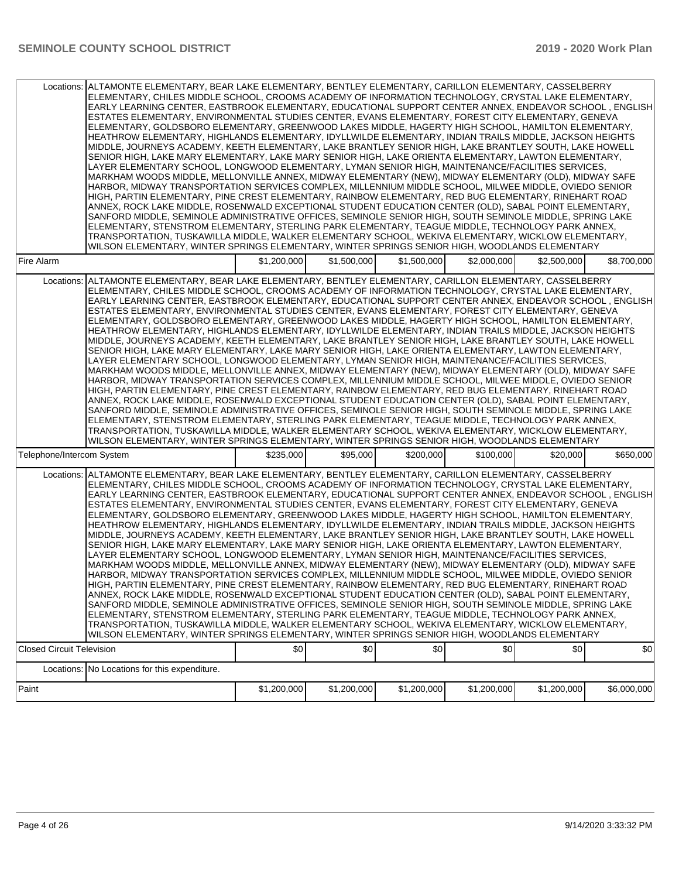| | | | | | | |
|---|---|---|---|---|---|---|
| Locations: | ALTAMONTE ELEMENTARY, BEAR LAKE ELEMENTARY, BENTLEY ELEMENTARY, CARILLON ELEMENTARY, CASSELBERRY ELEMENTARY, CHILES MIDDLE SCHOOL, CROOMS ACADEMY OF INFORMATION TECHNOLOGY, CRYSTAL LAKE ELEMENTARY, EARLY LEARNING CENTER, EASTBROOK ELEMENTARY, EDUCATIONAL SUPPORT CENTER ANNEX, ENDEAVOR SCHOOL , ENGLISH ESTATES ELEMENTARY, ENVIRONMENTAL STUDIES CENTER, EVANS ELEMENTARY, FOREST CITY ELEMENTARY, GENEVA ELEMENTARY, GOLDSBORO ELEMENTARY, GREENWOOD LAKES MIDDLE, HAGERTY HIGH SCHOOL, HAMILTON ELEMENTARY, HEATHROW ELEMENTARY, HIGHLANDS ELEMENTARY, IDYLLWILDE ELEMENTARY, INDIAN TRAILS MIDDLE, JACKSON HEIGHTS MIDDLE, JOURNEYS ACADEMY, KEETH ELEMENTARY, LAKE BRANTLEY SENIOR HIGH, LAKE BRANTLEY SOUTH, LAKE HOWELL SENIOR HIGH, LAKE MARY ELEMENTARY, LAKE MARY SENIOR HIGH, LAKE ORIENTA ELEMENTARY, LAWTON ELEMENTARY, LAYER ELEMENTARY SCHOOL, LONGWOOD ELEMENTARY, LYMAN SENIOR HIGH, MAINTENANCE/FACILITIES SERVICES, MARKHAM WOODS MIDDLE, MELLONVILLE ANNEX, MIDWAY ELEMENTARY (NEW), MIDWAY ELEMENTARY (OLD), MIDWAY SAFE HARBOR, MIDWAY TRANSPORTATION SERVICES COMPLEX, MILLENNIUM MIDDLE SCHOOL, MILWEE MIDDLE, OVIEDO SENIOR HIGH, PARTIN ELEMENTARY, PINE CREST ELEMENTARY, RAINBOW ELEMENTARY, RED BUG ELEMENTARY, RINEHART ROAD ANNEX, ROCK LAKE MIDDLE, ROSENWALD EXCEPTIONAL STUDENT EDUCATION CENTER (OLD), SABAL POINT ELEMENTARY, SANFORD MIDDLE, SEMINOLE ADMINISTRATIVE OFFICES, SEMINOLE SENIOR HIGH, SOUTH SEMINOLE MIDDLE, SPRING LAKE ELEMENTARY, STENSTROM ELEMENTARY, STERLING PARK ELEMENTARY, TEAGUE MIDDLE, TECHNOLOGY PARK ANNEX, TRANSPORTATION, TUSKAWILLA MIDDLE, WALKER ELEMENTARY SCHOOL, WEKIVA ELEMENTARY, WICKLOW ELEMENTARY, WILSON ELEMENTARY, WINTER SPRINGS ELEMENTARY, WINTER SPRINGS SENIOR HIGH, WOODLANDS ELEMENTARY | | | | | |
| Fire Alarm | | $1,200,000 | $1,500,000 | $1,500,000 | $2,000,000 | $2,500,000 | $8,700,000 |
| Locations: | ALTAMONTE ELEMENTARY, BEAR LAKE ELEMENTARY, BENTLEY ELEMENTARY, CARILLON ELEMENTARY, CASSELBERRY ELEMENTARY, CHILES MIDDLE SCHOOL, CROOMS ACADEMY OF INFORMATION TECHNOLOGY, CRYSTAL LAKE ELEMENTARY, EARLY LEARNING CENTER, EASTBROOK ELEMENTARY, EDUCATIONAL SUPPORT CENTER ANNEX, ENDEAVOR SCHOOL , ENGLISH ESTATES ELEMENTARY, ENVIRONMENTAL STUDIES CENTER, EVANS ELEMENTARY, FOREST CITY ELEMENTARY, GENEVA ELEMENTARY, GOLDSBORO ELEMENTARY, GREENWOOD LAKES MIDDLE, HAGERTY HIGH SCHOOL, HAMILTON ELEMENTARY, HEATHROW ELEMENTARY, HIGHLANDS ELEMENTARY, IDYLLWILDE ELEMENTARY, INDIAN TRAILS MIDDLE, JACKSON HEIGHTS MIDDLE, JOURNEYS ACADEMY, KEETH ELEMENTARY, LAKE BRANTLEY SENIOR HIGH, LAKE BRANTLEY SOUTH, LAKE HOWELL SENIOR HIGH, LAKE MARY ELEMENTARY, LAKE MARY SENIOR HIGH, LAKE ORIENTA ELEMENTARY, LAWTON ELEMENTARY, LAYER ELEMENTARY SCHOOL, LONGWOOD ELEMENTARY, LYMAN SENIOR HIGH, MAINTENANCE/FACILITIES SERVICES, MARKHAM WOODS MIDDLE, MELLONVILLE ANNEX, MIDWAY ELEMENTARY (NEW), MIDWAY ELEMENTARY (OLD), MIDWAY SAFE HARBOR, MIDWAY TRANSPORTATION SERVICES COMPLEX, MILLENNIUM MIDDLE SCHOOL, MILWEE MIDDLE, OVIEDO SENIOR HIGH, PARTIN ELEMENTARY, PINE CREST ELEMENTARY, RAINBOW ELEMENTARY, RED BUG ELEMENTARY, RINEHART ROAD ANNEX, ROCK LAKE MIDDLE, ROSENWALD EXCEPTIONAL STUDENT EDUCATION CENTER (OLD), SABAL POINT ELEMENTARY, SANFORD MIDDLE, SEMINOLE ADMINISTRATIVE OFFICES, SEMINOLE SENIOR HIGH, SOUTH SEMINOLE MIDDLE, SPRING LAKE ELEMENTARY, STENSTROM ELEMENTARY, STERLING PARK ELEMENTARY, TEAGUE MIDDLE, TECHNOLOGY PARK ANNEX, TRANSPORTATION, TUSKAWILLA MIDDLE, WALKER ELEMENTARY SCHOOL, WEKIVA ELEMENTARY, WICKLOW ELEMENTARY, WILSON ELEMENTARY, WINTER SPRINGS ELEMENTARY, WINTER SPRINGS SENIOR HIGH, WOODLANDS ELEMENTARY | | | | | |
| Telephone/Intercom System | | $235,000 | $95,000 | $200,000 | $100,000 | $20,000 | $650,000 |
| Locations: | ALTAMONTE ELEMENTARY, BEAR LAKE ELEMENTARY, BENTLEY ELEMENTARY, CARILLON ELEMENTARY, CASSELBERRY ELEMENTARY, CHILES MIDDLE SCHOOL, CROOMS ACADEMY OF INFORMATION TECHNOLOGY, CRYSTAL LAKE ELEMENTARY, EARLY LEARNING CENTER, EASTBROOK ELEMENTARY, EDUCATIONAL SUPPORT CENTER ANNEX, ENDEAVOR SCHOOL , ENGLISH ESTATES ELEMENTARY, ENVIRONMENTAL STUDIES CENTER, EVANS ELEMENTARY, FOREST CITY ELEMENTARY, GENEVA ELEMENTARY, GOLDSBORO ELEMENTARY, GREENWOOD LAKES MIDDLE, HAGERTY HIGH SCHOOL, HAMILTON ELEMENTARY, HEATHROW ELEMENTARY, HIGHLANDS ELEMENTARY, IDYLLWILDE ELEMENTARY, INDIAN TRAILS MIDDLE, JACKSON HEIGHTS MIDDLE, JOURNEYS ACADEMY, KEETH ELEMENTARY, LAKE BRANTLEY SENIOR HIGH, LAKE BRANTLEY SOUTH, LAKE HOWELL SENIOR HIGH, LAKE MARY ELEMENTARY, LAKE MARY SENIOR HIGH, LAKE ORIENTA ELEMENTARY, LAWTON ELEMENTARY, LAYER ELEMENTARY SCHOOL, LONGWOOD ELEMENTARY, LYMAN SENIOR HIGH, MAINTENANCE/FACILITIES SERVICES, MARKHAM WOODS MIDDLE, MELLONVILLE ANNEX, MIDWAY ELEMENTARY (NEW), MIDWAY ELEMENTARY (OLD), MIDWAY SAFE HARBOR, MIDWAY TRANSPORTATION SERVICES COMPLEX, MILLENNIUM MIDDLE SCHOOL, MILWEE MIDDLE, OVIEDO SENIOR HIGH, PARTIN ELEMENTARY, PINE CREST ELEMENTARY, RAINBOW ELEMENTARY, RED BUG ELEMENTARY, RINEHART ROAD ANNEX, ROCK LAKE MIDDLE, ROSENWALD EXCEPTIONAL STUDENT EDUCATION CENTER (OLD), SABAL POINT ELEMENTARY, SANFORD MIDDLE, SEMINOLE ADMINISTRATIVE OFFICES, SEMINOLE SENIOR HIGH, SOUTH SEMINOLE MIDDLE, SPRING LAKE ELEMENTARY, STENSTROM ELEMENTARY, STERLING PARK ELEMENTARY, TEAGUE MIDDLE, TECHNOLOGY PARK ANNEX, TRANSPORTATION, TUSKAWILLA MIDDLE, WALKER ELEMENTARY SCHOOL, WEKIVA ELEMENTARY, WICKLOW ELEMENTARY, WILSON ELEMENTARY, WINTER SPRINGS ELEMENTARY, WINTER SPRINGS SENIOR HIGH, WOODLANDS ELEMENTARY | | | | | |
| Closed Circuit Television | | $0 | $0 | $0 | $0 | $0 | $0 |
| Locations: | No Locations for this expenditure. | | | | | |
| Paint | | $1,200,000 | $1,200,000 | $1,200,000 | $1,200,000 | $1,200,000 | $6,000,000 |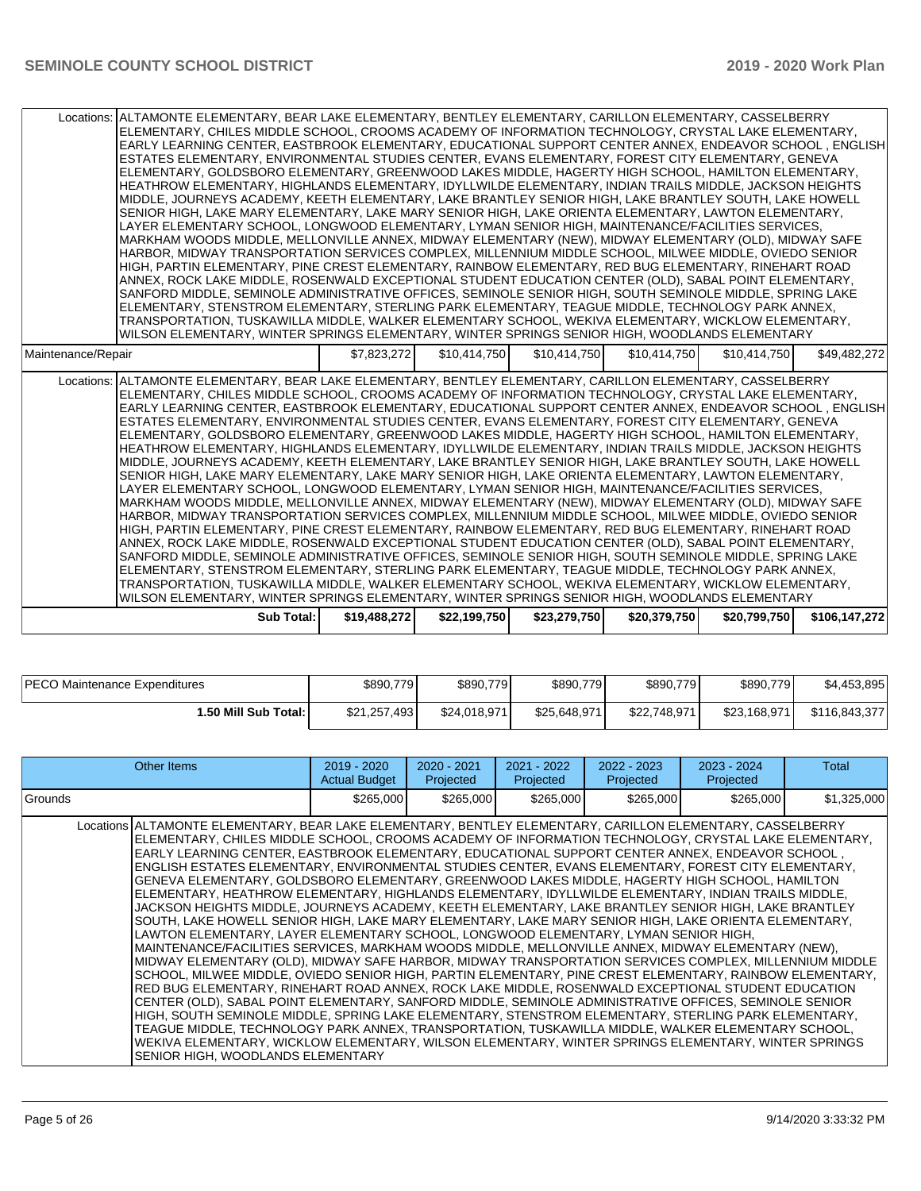| | | | | | | |
|---|---|---|---|---|---|---|
| Locations: | ALTAMONTE ELEMENTARY, BEAR LAKE ELEMENTARY, BENTLEY ELEMENTARY, CARILLON ELEMENTARY, CASSELBERRY ELEMENTARY, CHILES MIDDLE SCHOOL, CROOMS ACADEMY OF INFORMATION TECHNOLOGY, CRYSTAL LAKE ELEMENTARY, EARLY LEARNING CENTER, EASTBROOK ELEMENTARY, EDUCATIONAL SUPPORT CENTER ANNEX, ENDEAVOR SCHOOL , ENGLISH ESTATES ELEMENTARY, ENVIRONMENTAL STUDIES CENTER, EVANS ELEMENTARY, FOREST CITY ELEMENTARY, GENEVA ELEMENTARY, GOLDSBORO ELEMENTARY, GREENWOOD LAKES MIDDLE, HAGERTY HIGH SCHOOL, HAMILTON ELEMENTARY, HEATHROW ELEMENTARY, HIGHLANDS ELEMENTARY, IDYLLWILDE ELEMENTARY, INDIAN TRAILS MIDDLE, JACKSON HEIGHTS MIDDLE, JOURNEYS ACADEMY, KEETH ELEMENTARY, LAKE BRANTLEY SENIOR HIGH, LAKE BRANTLEY SOUTH, LAKE HOWELL SENIOR HIGH, LAKE MARY ELEMENTARY, LAKE MARY SENIOR HIGH, LAKE ORIENTA ELEMENTARY, LAWTON ELEMENTARY, LAYER ELEMENTARY SCHOOL, LONGWOOD ELEMENTARY, LYMAN SENIOR HIGH, MAINTENANCE/FACILITIES SERVICES, MARKHAM WOODS MIDDLE, MELLONVILLE ANNEX, MIDWAY ELEMENTARY (NEW), MIDWAY ELEMENTARY (OLD), MIDWAY SAFE HARBOR, MIDWAY TRANSPORTATION SERVICES COMPLEX, MILLENNIUM MIDDLE SCHOOL, MILWEE MIDDLE, OVIEDO SENIOR HIGH, PARTIN ELEMENTARY, PINE CREST ELEMENTARY, RAINBOW ELEMENTARY, RED BUG ELEMENTARY, RINEHART ROAD ANNEX, ROCK LAKE MIDDLE, ROSENWALD EXCEPTIONAL STUDENT EDUCATION CENTER (OLD), SABAL POINT ELEMENTARY, SANFORD MIDDLE, SEMINOLE ADMINISTRATIVE OFFICES, SEMINOLE SENIOR HIGH, SOUTH SEMINOLE MIDDLE, SPRING LAKE ELEMENTARY, STENSTROM ELEMENTARY, STERLING PARK ELEMENTARY, TEAGUE MIDDLE, TECHNOLOGY PARK ANNEX, TRANSPORTATION, TUSKAWILLA MIDDLE, WALKER ELEMENTARY SCHOOL, WEKIVA ELEMENTARY, WICKLOW ELEMENTARY, WILSON ELEMENTARY, WINTER SPRINGS ELEMENTARY, WINTER SPRINGS SENIOR HIGH, WOODLANDS ELEMENTARY | | | | | |
| Maintenance/Repair | $7,823,272 | $10,414,750 | $10,414,750 | $10,414,750 | $10,414,750 | $49,482,272 |
| Locations: | ALTAMONTE ELEMENTARY, BEAR LAKE ELEMENTARY, BENTLEY ELEMENTARY, CARILLON ELEMENTARY, CASSELBERRY ELEMENTARY, CHILES MIDDLE SCHOOL, CROOMS ACADEMY OF INFORMATION TECHNOLOGY, CRYSTAL LAKE ELEMENTARY, EARLY LEARNING CENTER, EASTBROOK ELEMENTARY, EDUCATIONAL SUPPORT CENTER ANNEX, ENDEAVOR SCHOOL , ENGLISH ESTATES ELEMENTARY, ENVIRONMENTAL STUDIES CENTER, EVANS ELEMENTARY, FOREST CITY ELEMENTARY, GENEVA ELEMENTARY, GOLDSBORO ELEMENTARY, GREENWOOD LAKES MIDDLE, HAGERTY HIGH SCHOOL, HAMILTON ELEMENTARY, HEATHROW ELEMENTARY, HIGHLANDS ELEMENTARY, IDYLLWILDE ELEMENTARY, INDIAN TRAILS MIDDLE, JACKSON HEIGHTS MIDDLE, JOURNEYS ACADEMY, KEETH ELEMENTARY, LAKE BRANTLEY SENIOR HIGH, LAKE BRANTLEY SOUTH, LAKE HOWELL SENIOR HIGH, LAKE MARY ELEMENTARY, LAKE MARY SENIOR HIGH, LAKE ORIENTA ELEMENTARY, LAWTON ELEMENTARY, LAYER ELEMENTARY SCHOOL, LONGWOOD ELEMENTARY, LYMAN SENIOR HIGH, MAINTENANCE/FACILITIES SERVICES, MARKHAM WOODS MIDDLE, MELLONVILLE ANNEX, MIDWAY ELEMENTARY (NEW), MIDWAY ELEMENTARY (OLD), MIDWAY SAFE HARBOR, MIDWAY TRANSPORTATION SERVICES COMPLEX, MILLENNIUM MIDDLE SCHOOL, MILWEE MIDDLE, OVIEDO SENIOR HIGH, PARTIN ELEMENTARY, PINE CREST ELEMENTARY, RAINBOW ELEMENTARY, RED BUG ELEMENTARY, RINEHART ROAD ANNEX, ROCK LAKE MIDDLE, ROSENWALD EXCEPTIONAL STUDENT EDUCATION CENTER (OLD), SABAL POINT ELEMENTARY, SANFORD MIDDLE, SEMINOLE ADMINISTRATIVE OFFICES, SEMINOLE SENIOR HIGH, SOUTH SEMINOLE MIDDLE, SPRING LAKE ELEMENTARY, STENSTROM ELEMENTARY, STERLING PARK ELEMENTARY, TEAGUE MIDDLE, TECHNOLOGY PARK ANNEX, TRANSPORTATION, TUSKAWILLA MIDDLE, WALKER ELEMENTARY SCHOOL, WEKIVA ELEMENTARY, WICKLOW ELEMENTARY, WILSON ELEMENTARY, WINTER SPRINGS ELEMENTARY, WINTER SPRINGS SENIOR HIGH, WOODLANDS ELEMENTARY | | | | | |
| **Sub Total:** | **$19,488,272** | **$22,199,750** | **$23,279,750** | **$20,379,750** | **$20,799,750** | **$106,147,272** |

| | | | | | | |
|---|---|---|---|---|---|---|
| PECO Maintenance Expenditures | $890,779 | $890,779 | $890,779 | $890,779 | $890,779 | $4,453,895 |
| **1.50 Mill Sub Total:** | $21,257,493 | $24,018,971 | $25,648,971 | $22,748,971 | $23,168,971 | $116,843,377 |

| Other Items | 2019 - 2020 Actual Budget | 2020 - 2021 Projected | 2021 - 2022 Projected | 2022 - 2023 Projected | 2023 - 2024 Projected | Total |
|---|---|---|---|---|---|---|
| Grounds | $265,000 | $265,000 | $265,000 | $265,000 | $265,000 | $1,325,000 |
| Locations | ALTAMONTE ELEMENTARY, BEAR LAKE ELEMENTARY, BENTLEY ELEMENTARY, CARILLON ELEMENTARY, CASSELBERRY ELEMENTARY, CHILES MIDDLE SCHOOL, CROOMS ACADEMY OF INFORMATION TECHNOLOGY, CRYSTAL LAKE ELEMENTARY, EARLY LEARNING CENTER, EASTBROOK ELEMENTARY, EDUCATIONAL SUPPORT CENTER ANNEX, ENDEAVOR SCHOOL , ENGLISH ESTATES ELEMENTARY, ENVIRONMENTAL STUDIES CENTER, EVANS ELEMENTARY, FOREST CITY ELEMENTARY, GENEVA ELEMENTARY, GOLDSBORO ELEMENTARY, GREENWOOD LAKES MIDDLE, HAGERTY HIGH SCHOOL, HAMILTON ELEMENTARY, HEATHROW ELEMENTARY, HIGHLANDS ELEMENTARY, IDYLLWILDE ELEMENTARY, INDIAN TRAILS MIDDLE, JACKSON HEIGHTS MIDDLE, JOURNEYS ACADEMY, KEETH ELEMENTARY, LAKE BRANTLEY SENIOR HIGH, LAKE BRANTLEY SOUTH, LAKE HOWELL SENIOR HIGH, LAKE MARY ELEMENTARY, LAKE MARY SENIOR HIGH, LAKE ORIENTA ELEMENTARY, LAWTON ELEMENTARY, LAYER ELEMENTARY SCHOOL, LONGWOOD ELEMENTARY, LYMAN SENIOR HIGH, MAINTENANCE/FACILITIES SERVICES, MARKHAM WOODS MIDDLE, MELLONVILLE ANNEX, MIDWAY ELEMENTARY (NEW), MIDWAY ELEMENTARY (OLD), MIDWAY SAFE HARBOR, MIDWAY TRANSPORTATION SERVICES COMPLEX, MILLENNIUM MIDDLE SCHOOL, MILWEE MIDDLE, OVIEDO SENIOR HIGH, PARTIN ELEMENTARY, PINE CREST ELEMENTARY, RAINBOW ELEMENTARY, RED BUG ELEMENTARY, RINEHART ROAD ANNEX, ROCK LAKE MIDDLE, ROSENWALD EXCEPTIONAL STUDENT EDUCATION CENTER (OLD), SABAL POINT ELEMENTARY, SANFORD MIDDLE, SEMINOLE ADMINISTRATIVE OFFICES, SEMINOLE SENIOR HIGH, SOUTH SEMINOLE MIDDLE, SPRING LAKE ELEMENTARY, STENSTROM ELEMENTARY, STERLING PARK ELEMENTARY, TEAGUE MIDDLE, TECHNOLOGY PARK ANNEX, TRANSPORTATION, TUSKAWILLA MIDDLE, WALKER ELEMENTARY SCHOOL, WEKIVA ELEMENTARY, WICKLOW ELEMENTARY, WILSON ELEMENTARY, WINTER SPRINGS ELEMENTARY, WINTER SPRINGS SENIOR HIGH, WOODLANDS ELEMENTARY | | | | | |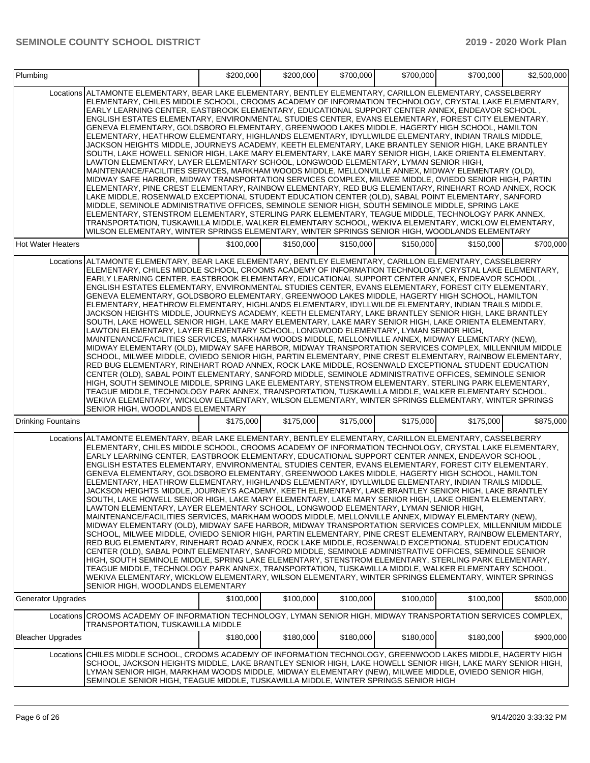| Plumbing | | $200,000 | $200,000 | $700,000 | $700,000 | $700,000 | $2,500,000 |
|---|---|---|---|---|---|---|---|
| | Locations | ALTAMONTE ELEMENTARY, BEAR LAKE ELEMENTARY, BENTLEY ELEMENTARY, CARILLON ELEMENTARY, CASSELBERRY ELEMENTARY, CHILES MIDDLE SCHOOL, CROOMS ACADEMY OF INFORMATION TECHNOLOGY, CRYSTAL LAKE ELEMENTARY, EARLY LEARNING CENTER, EASTBROOK ELEMENTARY, EDUCATIONAL SUPPORT CENTER ANNEX, ENDEAVOR SCHOOL , ENGLISH ESTATES ELEMENTARY, ENVIRONMENTAL STUDIES CENTER, EVANS ELEMENTARY, FOREST CITY ELEMENTARY, GENEVA ELEMENTARY, GOLDSBORO ELEMENTARY, GREENWOOD LAKES MIDDLE, HAGERTY HIGH SCHOOL, HAMILTON ELEMENTARY, HEATHROW ELEMENTARY, HIGHLANDS ELEMENTARY, IDYLLWILDE ELEMENTARY, INDIAN TRAILS MIDDLE, JACKSON HEIGHTS MIDDLE, JOURNEYS ACADEMY, KEETH ELEMENTARY, LAKE BRANTLEY SENIOR HIGH, LAKE BRANTLEY SOUTH, LAKE HOWELL SENIOR HIGH, LAKE MARY ELEMENTARY, LAKE MARY SENIOR HIGH, LAKE ORIENTA ELEMENTARY, LAWTON ELEMENTARY, LAYER ELEMENTARY SCHOOL, LONGWOOD ELEMENTARY, LYMAN SENIOR HIGH, MAINTENANCE/FACILITIES SERVICES, MARKHAM WOODS MIDDLE, MELLONVILLE ANNEX, MIDWAY ELEMENTARY (OLD), MIDWAY SAFE HARBOR, MIDWAY TRANSPORTATION SERVICES COMPLEX, MILWEE MIDDLE, OVIEDO SENIOR HIGH, PARTIN ELEMENTARY, PINE CREST ELEMENTARY, RAINBOW ELEMENTARY, RED BUG ELEMENTARY, RINEHART ROAD ANNEX, ROCK LAKE MIDDLE, ROSENWALD EXCEPTIONAL STUDENT EDUCATION CENTER (OLD), SABAL POINT ELEMENTARY, SANFORD MIDDLE, SEMINOLE ADMINISTRATIVE OFFICES, SEMINOLE SENIOR HIGH, SOUTH SEMINOLE MIDDLE, SPRING LAKE ELEMENTARY, STENSTROM ELEMENTARY, STERLING PARK ELEMENTARY, TEAGUE MIDDLE, TECHNOLOGY PARK ANNEX, TRANSPORTATION, TUSKAWILLA MIDDLE, WALKER ELEMENTARY SCHOOL, WEKIVA ELEMENTARY, WICKLOW ELEMENTARY, WILSON ELEMENTARY, WINTER SPRINGS ELEMENTARY, WINTER SPRINGS SENIOR HIGH, WOODLANDS ELEMENTARY | | | | | |
| Hot Water Heaters | | $100,000 | $150,000 | $150,000 | $150,000 | $150,000 | $700,000 |
| | Locations | ALTAMONTE ELEMENTARY, BEAR LAKE ELEMENTARY, BENTLEY ELEMENTARY, CARILLON ELEMENTARY, CASSELBERRY ELEMENTARY, CHILES MIDDLE SCHOOL, CROOMS ACADEMY OF INFORMATION TECHNOLOGY, CRYSTAL LAKE ELEMENTARY, EARLY LEARNING CENTER, EASTBROOK ELEMENTARY, EDUCATIONAL SUPPORT CENTER ANNEX, ENDEAVOR SCHOOL , ENGLISH ESTATES ELEMENTARY, ENVIRONMENTAL STUDIES CENTER, EVANS ELEMENTARY, FOREST CITY ELEMENTARY, GENEVA ELEMENTARY, GOLDSBORO ELEMENTARY, GREENWOOD LAKES MIDDLE, HAGERTY HIGH SCHOOL, HAMILTON ELEMENTARY, HEATHROW ELEMENTARY, HIGHLANDS ELEMENTARY, IDYLLWILDE ELEMENTARY, INDIAN TRAILS MIDDLE, JACKSON HEIGHTS MIDDLE, JOURNEYS ACADEMY, KEETH ELEMENTARY, LAKE BRANTLEY SENIOR HIGH, LAKE BRANTLEY SOUTH, LAKE HOWELL SENIOR HIGH, LAKE MARY ELEMENTARY, LAKE MARY SENIOR HIGH, LAKE ORIENTA ELEMENTARY, LAWTON ELEMENTARY, LAYER ELEMENTARY SCHOOL, LONGWOOD ELEMENTARY, LYMAN SENIOR HIGH, MAINTENANCE/FACILITIES SERVICES, MARKHAM WOODS MIDDLE, MELLONVILLE ANNEX, MIDWAY ELEMENTARY (NEW), MIDWAY ELEMENTARY (OLD), MIDWAY SAFE HARBOR, MIDWAY TRANSPORTATION SERVICES COMPLEX, MILLENNIUM MIDDLE SCHOOL, MILWEE MIDDLE, OVIEDO SENIOR HIGH, PARTIN ELEMENTARY, PINE CREST ELEMENTARY, RAINBOW ELEMENTARY, RED BUG ELEMENTARY, RINEHART ROAD ANNEX, ROCK LAKE MIDDLE, ROSENWALD EXCEPTIONAL STUDENT EDUCATION CENTER (OLD), SABAL POINT ELEMENTARY, SANFORD MIDDLE, SEMINOLE ADMINISTRATIVE OFFICES, SEMINOLE SENIOR HIGH, SOUTH SEMINOLE MIDDLE, SPRING LAKE ELEMENTARY, STENSTROM ELEMENTARY, STERLING PARK ELEMENTARY, TEAGUE MIDDLE, TECHNOLOGY PARK ANNEX, TRANSPORTATION, TUSKAWILLA MIDDLE, WALKER ELEMENTARY SCHOOL, WEKIVA ELEMENTARY, WICKLOW ELEMENTARY, WILSON ELEMENTARY, WINTER SPRINGS ELEMENTARY, WINTER SPRINGS SENIOR HIGH, WOODLANDS ELEMENTARY | | | | | |
| Drinking Fountains | | $175,000 | $175,000 | $175,000 | $175,000 | $175,000 | $875,000 |
| | Locations | ALTAMONTE ELEMENTARY, BEAR LAKE ELEMENTARY, BENTLEY ELEMENTARY, CARILLON ELEMENTARY, CASSELBERRY ELEMENTARY, CHILES MIDDLE SCHOOL, CROOMS ACADEMY OF INFORMATION TECHNOLOGY, CRYSTAL LAKE ELEMENTARY, EARLY LEARNING CENTER, EASTBROOK ELEMENTARY, EDUCATIONAL SUPPORT CENTER ANNEX, ENDEAVOR SCHOOL , ENGLISH ESTATES ELEMENTARY, ENVIRONMENTAL STUDIES CENTER, EVANS ELEMENTARY, FOREST CITY ELEMENTARY, GENEVA ELEMENTARY, GOLDSBORO ELEMENTARY, GREENWOOD LAKES MIDDLE, HAGERTY HIGH SCHOOL, HAMILTON ELEMENTARY, HEATHROW ELEMENTARY, HIGHLANDS ELEMENTARY, IDYLLWILDE ELEMENTARY, INDIAN TRAILS MIDDLE, JACKSON HEIGHTS MIDDLE, JOURNEYS ACADEMY, KEETH ELEMENTARY, LAKE BRANTLEY SENIOR HIGH, LAKE BRANTLEY SOUTH, LAKE HOWELL SENIOR HIGH, LAKE MARY ELEMENTARY, LAKE MARY SENIOR HIGH, LAKE ORIENTA ELEMENTARY, LAWTON ELEMENTARY, LAYER ELEMENTARY SCHOOL, LONGWOOD ELEMENTARY, LYMAN SENIOR HIGH, MAINTENANCE/FACILITIES SERVICES, MARKHAM WOODS MIDDLE, MELLONVILLE ANNEX, MIDWAY ELEMENTARY (NEW), MIDWAY ELEMENTARY (OLD), MIDWAY SAFE HARBOR, MIDWAY TRANSPORTATION SERVICES COMPLEX, MILLENNIUM MIDDLE SCHOOL, MILWEE MIDDLE, OVIEDO SENIOR HIGH, PARTIN ELEMENTARY, PINE CREST ELEMENTARY, RAINBOW ELEMENTARY, RED BUG ELEMENTARY, RINEHART ROAD ANNEX, ROCK LAKE MIDDLE, ROSENWALD EXCEPTIONAL STUDENT EDUCATION CENTER (OLD), SABAL POINT ELEMENTARY, SANFORD MIDDLE, SEMINOLE ADMINISTRATIVE OFFICES, SEMINOLE SENIOR HIGH, SOUTH SEMINOLE MIDDLE, SPRING LAKE ELEMENTARY, STENSTROM ELEMENTARY, STERLING PARK ELEMENTARY, TEAGUE MIDDLE, TECHNOLOGY PARK ANNEX, TRANSPORTATION, TUSKAWILLA MIDDLE, WALKER ELEMENTARY SCHOOL, WEKIVA ELEMENTARY, WICKLOW ELEMENTARY, WILSON ELEMENTARY, WINTER SPRINGS ELEMENTARY, WINTER SPRINGS SENIOR HIGH, WOODLANDS ELEMENTARY | | | | | |
| Generator Upgrades | | $100,000 | $100,000 | $100,000 | $100,000 | $100,000 | $500,000 |
| | Locations | CROOMS ACADEMY OF INFORMATION TECHNOLOGY, LYMAN SENIOR HIGH, MIDWAY TRANSPORTATION SERVICES COMPLEX, TRANSPORTATION, TUSKAWILLA MIDDLE | | | | | |
| Bleacher Upgrades | | $180,000 | $180,000 | $180,000 | $180,000 | $180,000 | $900,000 |
| | Locations | CHILES MIDDLE SCHOOL, CROOMS ACADEMY OF INFORMATION TECHNOLOGY, GREENWOOD LAKES MIDDLE, HAGERTY HIGH SCHOOL, JACKSON HEIGHTS MIDDLE, LAKE BRANTLEY SENIOR HIGH, LAKE HOWELL SENIOR HIGH, LAKE MARY SENIOR HIGH, LYMAN SENIOR HIGH, MARKHAM WOODS MIDDLE, MIDWAY ELEMENTARY (NEW), MILWEE MIDDLE, OVIEDO SENIOR HIGH, SEMINOLE SENIOR HIGH, TEAGUE MIDDLE, TUSKAWILLA MIDDLE, WINTER SPRINGS SENIOR HIGH | | | | | |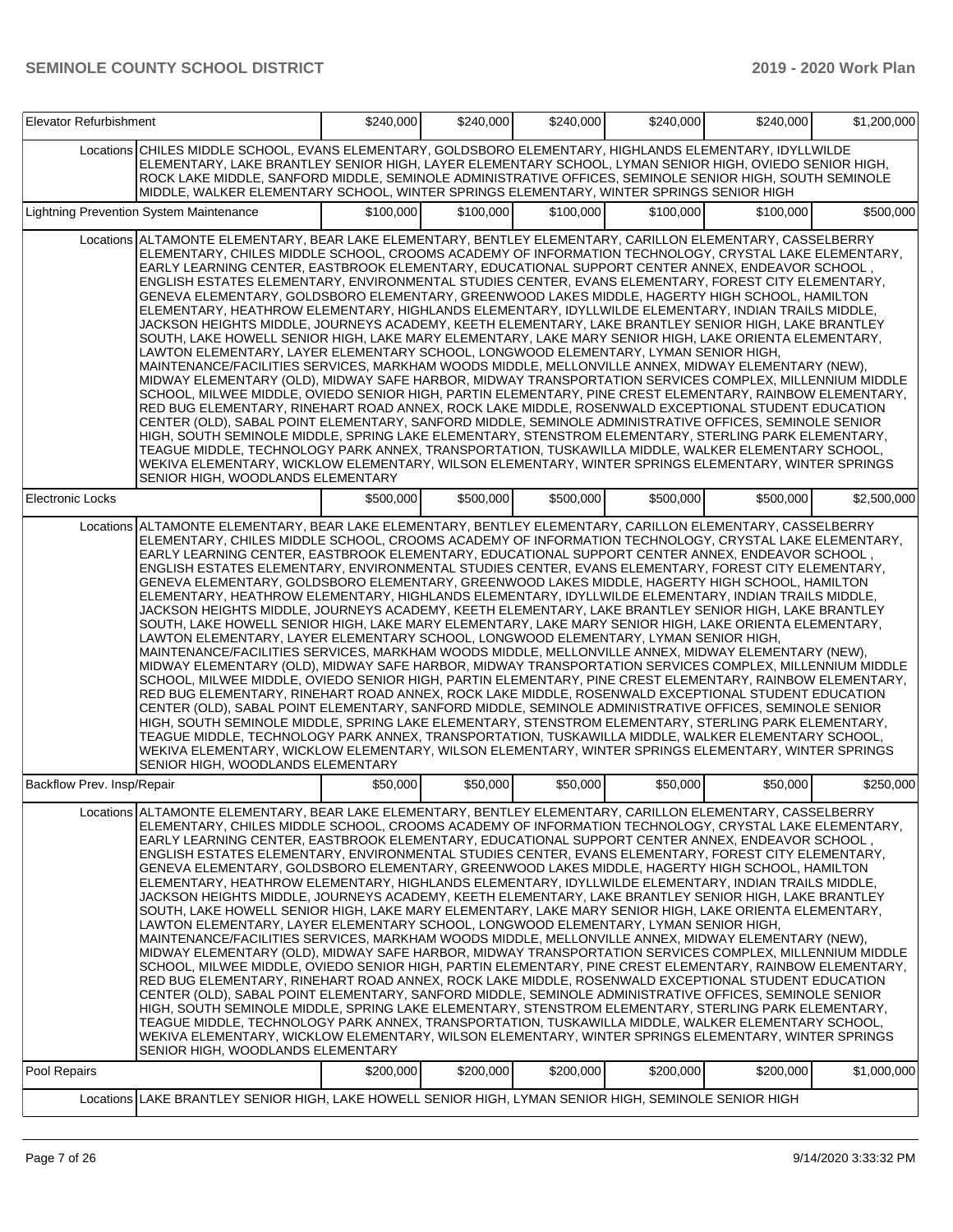| Item | | | | | | | Total |
|---|---|---|---|---|---|---|---|
| Elevator Refurbishment | | $240,000 | $240,000 | $240,000 | $240,000 | $240,000 | $1,200,000 |
| | Locations | CHILES MIDDLE SCHOOL, EVANS ELEMENTARY, GOLDSBORO ELEMENTARY, HIGHLANDS ELEMENTARY, IDYLLWILDE ELEMENTARY, LAKE BRANTLEY SENIOR HIGH, LAYER ELEMENTARY SCHOOL, LYMAN SENIOR HIGH, OVIEDO SENIOR HIGH, ROCK LAKE MIDDLE, SANFORD MIDDLE, SEMINOLE ADMINISTRATIVE OFFICES, SEMINOLE SENIOR HIGH, SOUTH SEMINOLE MIDDLE, WALKER ELEMENTARY SCHOOL, WINTER SPRINGS ELEMENTARY, WINTER SPRINGS SENIOR HIGH | | | | | |
| Lightning Prevention System Maintenance | | $100,000 | $100,000 | $100,000 | $100,000 | $100,000 | $500,000 |
| | Locations | ALTAMONTE ELEMENTARY, BEAR LAKE ELEMENTARY, BENTLEY ELEMENTARY, CARILLON ELEMENTARY, CASSELBERRY ELEMENTARY, CHILES MIDDLE SCHOOL, CROOMS ACADEMY OF INFORMATION TECHNOLOGY, CRYSTAL LAKE ELEMENTARY, EARLY LEARNING CENTER, EASTBROOK ELEMENTARY, EDUCATIONAL SUPPORT CENTER ANNEX, ENDEAVOR SCHOOL , ENGLISH ESTATES ELEMENTARY, ENVIRONMENTAL STUDIES CENTER, EVANS ELEMENTARY, FOREST CITY ELEMENTARY, GENEVA ELEMENTARY, GOLDSBORO ELEMENTARY, GREENWOOD LAKES MIDDLE, HAGERTY HIGH SCHOOL, HAMILTON ELEMENTARY, HEATHROW ELEMENTARY, HIGHLANDS ELEMENTARY, IDYLLWILDE ELEMENTARY, INDIAN TRAILS MIDDLE, JACKSON HEIGHTS MIDDLE, JOURNEYS ACADEMY, KEETH ELEMENTARY, LAKE BRANTLEY SENIOR HIGH, LAKE BRANTLEY SOUTH, LAKE HOWELL SENIOR HIGH, LAKE MARY ELEMENTARY, LAKE MARY SENIOR HIGH, LAKE ORIENTA ELEMENTARY, LAWTON ELEMENTARY, LAYER ELEMENTARY SCHOOL, LONGWOOD ELEMENTARY, LYMAN SENIOR HIGH, MAINTENANCE/FACILITIES SERVICES, MARKHAM WOODS MIDDLE, MELLONVILLE ANNEX, MIDWAY ELEMENTARY (NEW), MIDWAY ELEMENTARY (OLD), MIDWAY SAFE HARBOR, MIDWAY TRANSPORTATION SERVICES COMPLEX, MILLENNIUM MIDDLE SCHOOL, MILWEE MIDDLE, OVIEDO SENIOR HIGH, PARTIN ELEMENTARY, PINE CREST ELEMENTARY, RAINBOW ELEMENTARY, RED BUG ELEMENTARY, RINEHART ROAD ANNEX, ROCK LAKE MIDDLE, ROSENWALD EXCEPTIONAL STUDENT EDUCATION CENTER (OLD), SABAL POINT ELEMENTARY, SANFORD MIDDLE, SEMINOLE ADMINISTRATIVE OFFICES, SEMINOLE SENIOR HIGH, SOUTH SEMINOLE MIDDLE, SPRING LAKE ELEMENTARY, STENSTROM ELEMENTARY, STERLING PARK ELEMENTARY, TEAGUE MIDDLE, TECHNOLOGY PARK ANNEX, TRANSPORTATION, TUSKAWILLA MIDDLE, WALKER ELEMENTARY SCHOOL, WEKIVA ELEMENTARY, WICKLOW ELEMENTARY, WILSON ELEMENTARY, WINTER SPRINGS ELEMENTARY, WINTER SPRINGS SENIOR HIGH, WOODLANDS ELEMENTARY | | | | | |
| Electronic Locks | | $500,000 | $500,000 | $500,000 | $500,000 | $500,000 | $2,500,000 |
| | Locations | ALTAMONTE ELEMENTARY, BEAR LAKE ELEMENTARY, BENTLEY ELEMENTARY, CARILLON ELEMENTARY, CASSELBERRY ELEMENTARY, CHILES MIDDLE SCHOOL, CROOMS ACADEMY OF INFORMATION TECHNOLOGY, CRYSTAL LAKE ELEMENTARY, EARLY LEARNING CENTER, EASTBROOK ELEMENTARY, EDUCATIONAL SUPPORT CENTER ANNEX, ENDEAVOR SCHOOL , ENGLISH ESTATES ELEMENTARY, ENVIRONMENTAL STUDIES CENTER, EVANS ELEMENTARY, FOREST CITY ELEMENTARY, GENEVA ELEMENTARY, GOLDSBORO ELEMENTARY, GREENWOOD LAKES MIDDLE, HAGERTY HIGH SCHOOL, HAMILTON ELEMENTARY, HEATHROW ELEMENTARY, HIGHLANDS ELEMENTARY, IDYLLWILDE ELEMENTARY, INDIAN TRAILS MIDDLE, JACKSON HEIGHTS MIDDLE, JOURNEYS ACADEMY, KEETH ELEMENTARY, LAKE BRANTLEY SENIOR HIGH, LAKE BRANTLEY SOUTH, LAKE HOWELL SENIOR HIGH, LAKE MARY ELEMENTARY, LAKE MARY SENIOR HIGH, LAKE ORIENTA ELEMENTARY, LAWTON ELEMENTARY, LAYER ELEMENTARY SCHOOL, LONGWOOD ELEMENTARY, LYMAN SENIOR HIGH, MAINTENANCE/FACILITIES SERVICES, MARKHAM WOODS MIDDLE, MELLONVILLE ANNEX, MIDWAY ELEMENTARY (NEW), MIDWAY ELEMENTARY (OLD), MIDWAY SAFE HARBOR, MIDWAY TRANSPORTATION SERVICES COMPLEX, MILLENNIUM MIDDLE SCHOOL, MILWEE MIDDLE, OVIEDO SENIOR HIGH, PARTIN ELEMENTARY, PINE CREST ELEMENTARY, RAINBOW ELEMENTARY, RED BUG ELEMENTARY, RINEHART ROAD ANNEX, ROCK LAKE MIDDLE, ROSENWALD EXCEPTIONAL STUDENT EDUCATION CENTER (OLD), SABAL POINT ELEMENTARY, SANFORD MIDDLE, SEMINOLE ADMINISTRATIVE OFFICES, SEMINOLE SENIOR HIGH, SOUTH SEMINOLE MIDDLE, SPRING LAKE ELEMENTARY, STENSTROM ELEMENTARY, STERLING PARK ELEMENTARY, TEAGUE MIDDLE, TECHNOLOGY PARK ANNEX, TRANSPORTATION, TUSKAWILLA MIDDLE, WALKER ELEMENTARY SCHOOL, WEKIVA ELEMENTARY, WICKLOW ELEMENTARY, WILSON ELEMENTARY, WINTER SPRINGS ELEMENTARY, WINTER SPRINGS SENIOR HIGH, WOODLANDS ELEMENTARY | | | | | |
| Backflow Prev. Insp/Repair | | $50,000 | $50,000 | $50,000 | $50,000 | $50,000 | $250,000 |
| | Locations | ALTAMONTE ELEMENTARY, BEAR LAKE ELEMENTARY, BENTLEY ELEMENTARY, CARILLON ELEMENTARY, CASSELBERRY ELEMENTARY, CHILES MIDDLE SCHOOL, CROOMS ACADEMY OF INFORMATION TECHNOLOGY, CRYSTAL LAKE ELEMENTARY, EARLY LEARNING CENTER, EASTBROOK ELEMENTARY, EDUCATIONAL SUPPORT CENTER ANNEX, ENDEAVOR SCHOOL , ENGLISH ESTATES ELEMENTARY, ENVIRONMENTAL STUDIES CENTER, EVANS ELEMENTARY, FOREST CITY ELEMENTARY, GENEVA ELEMENTARY, GOLDSBORO ELEMENTARY, GREENWOOD LAKES MIDDLE, HAGERTY HIGH SCHOOL, HAMILTON ELEMENTARY, HEATHROW ELEMENTARY, HIGHLANDS ELEMENTARY, IDYLLWILDE ELEMENTARY, INDIAN TRAILS MIDDLE, JACKSON HEIGHTS MIDDLE, JOURNEYS ACADEMY, KEETH ELEMENTARY, LAKE BRANTLEY SENIOR HIGH, LAKE BRANTLEY SOUTH, LAKE HOWELL SENIOR HIGH, LAKE MARY ELEMENTARY, LAKE MARY SENIOR HIGH, LAKE ORIENTA ELEMENTARY, LAWTON ELEMENTARY, LAYER ELEMENTARY SCHOOL, LONGWOOD ELEMENTARY, LYMAN SENIOR HIGH, MAINTENANCE/FACILITIES SERVICES, MARKHAM WOODS MIDDLE, MELLONVILLE ANNEX, MIDWAY ELEMENTARY (NEW), MIDWAY ELEMENTARY (OLD), MIDWAY SAFE HARBOR, MIDWAY TRANSPORTATION SERVICES COMPLEX, MILLENNIUM MIDDLE SCHOOL, MILWEE MIDDLE, OVIEDO SENIOR HIGH, PARTIN ELEMENTARY, PINE CREST ELEMENTARY, RAINBOW ELEMENTARY, RED BUG ELEMENTARY, RINEHART ROAD ANNEX, ROCK LAKE MIDDLE, ROSENWALD EXCEPTIONAL STUDENT EDUCATION CENTER (OLD), SABAL POINT ELEMENTARY, SANFORD MIDDLE, SEMINOLE ADMINISTRATIVE OFFICES, SEMINOLE SENIOR HIGH, SOUTH SEMINOLE MIDDLE, SPRING LAKE ELEMENTARY, STENSTROM ELEMENTARY, STERLING PARK ELEMENTARY, TEAGUE MIDDLE, TECHNOLOGY PARK ANNEX, TRANSPORTATION, TUSKAWILLA MIDDLE, WALKER ELEMENTARY SCHOOL, WEKIVA ELEMENTARY, WICKLOW ELEMENTARY, WILSON ELEMENTARY, WINTER SPRINGS ELEMENTARY, WINTER SPRINGS SENIOR HIGH, WOODLANDS ELEMENTARY | | | | | |
| Pool Repairs | | $200,000 | $200,000 | $200,000 | $200,000 | $200,000 | $1,000,000 |
| | Locations | LAKE BRANTLEY SENIOR HIGH, LAKE HOWELL SENIOR HIGH, LYMAN SENIOR HIGH, SEMINOLE SENIOR HIGH | | | | | |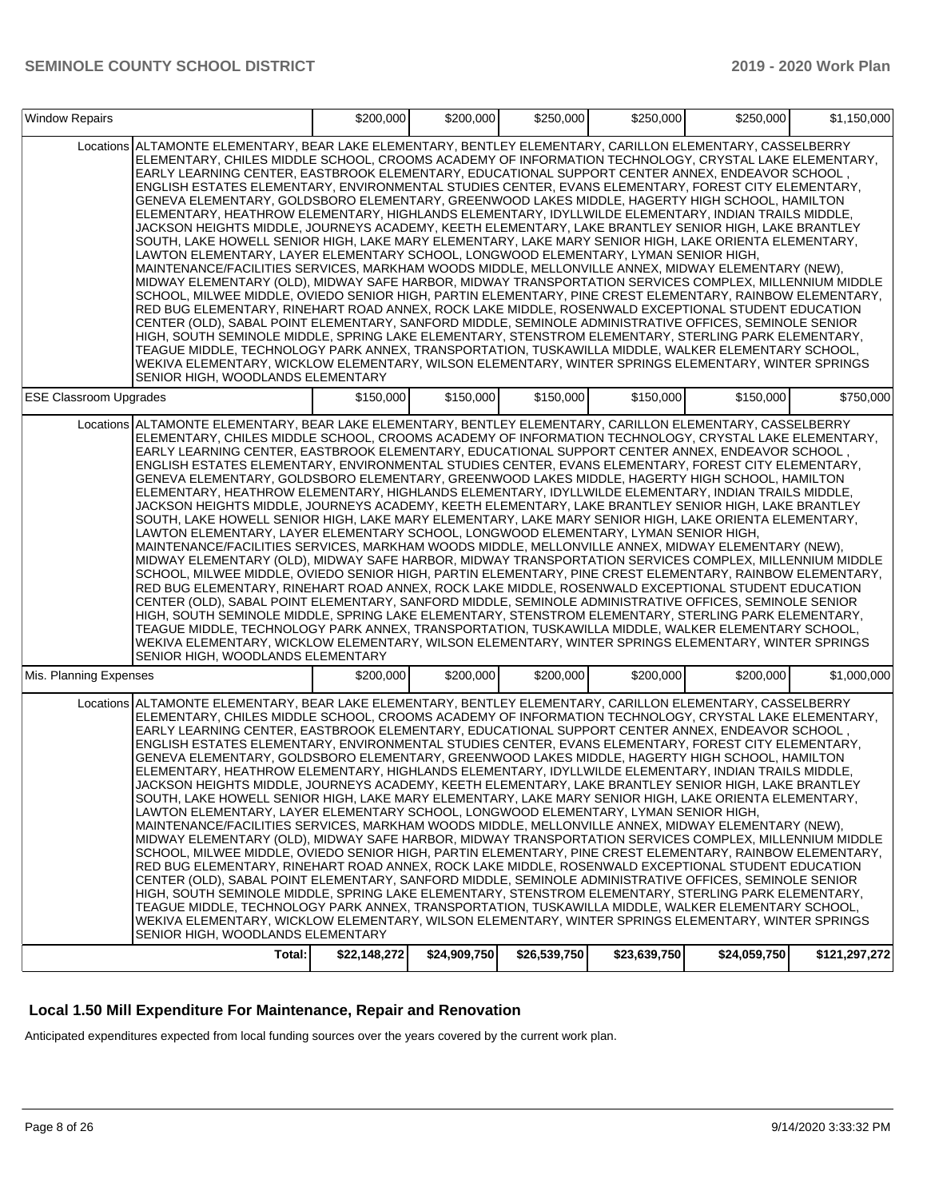| Window Repairs | | $200,000 | $200,000 | $250,000 | $250,000 | $250,000 | $1,150,000 |
|---|---|---|---|---|---|---|---|
| | Locations | ALTAMONTE ELEMENTARY, BEAR LAKE ELEMENTARY, BENTLEY ELEMENTARY, CARILLON ELEMENTARY, CASSELBERRY ELEMENTARY, CHILES MIDDLE SCHOOL, CROOMS ACADEMY OF INFORMATION TECHNOLOGY, CRYSTAL LAKE ELEMENTARY, EARLY LEARNING CENTER, EASTBROOK ELEMENTARY, EDUCATIONAL SUPPORT CENTER ANNEX, ENDEAVOR SCHOOL , ENGLISH ESTATES ELEMENTARY, ENVIRONMENTAL STUDIES CENTER, EVANS ELEMENTARY, FOREST CITY ELEMENTARY, GENEVA ELEMENTARY, GOLDSBORO ELEMENTARY, GREENWOOD LAKES MIDDLE, HAGERTY HIGH SCHOOL, HAMILTON ELEMENTARY, HEATHROW ELEMENTARY, HIGHLANDS ELEMENTARY, IDYLLWILDE ELEMENTARY, INDIAN TRAILS MIDDLE, JACKSON HEIGHTS MIDDLE, JOURNEYS ACADEMY, KEETH ELEMENTARY, LAKE BRANTLEY SENIOR HIGH, LAKE BRANTLEY SOUTH, LAKE HOWELL SENIOR HIGH, LAKE MARY ELEMENTARY, LAKE MARY SENIOR HIGH, LAKE ORIENTA ELEMENTARY, LAWTON ELEMENTARY, LAYER ELEMENTARY SCHOOL, LONGWOOD ELEMENTARY, LYMAN SENIOR HIGH, MAINTENANCE/FACILITIES SERVICES, MARKHAM WOODS MIDDLE, MELLONVILLE ANNEX, MIDWAY ELEMENTARY (NEW), MIDWAY ELEMENTARY (OLD), MIDWAY SAFE HARBOR, MIDWAY TRANSPORTATION SERVICES COMPLEX, MILLENNIUM MIDDLE SCHOOL, MILWEE MIDDLE, OVIEDO SENIOR HIGH, PARTIN ELEMENTARY, PINE CREST ELEMENTARY, RAINBOW ELEMENTARY, RED BUG ELEMENTARY, RINEHART ROAD ANNEX, ROCK LAKE MIDDLE, ROSENWALD EXCEPTIONAL STUDENT EDUCATION CENTER (OLD), SABAL POINT ELEMENTARY, SANFORD MIDDLE, SEMINOLE ADMINISTRATIVE OFFICES, SEMINOLE SENIOR HIGH, SOUTH SEMINOLE MIDDLE, SPRING LAKE ELEMENTARY, STENSTROM ELEMENTARY, STERLING PARK ELEMENTARY, TEAGUE MIDDLE, TECHNOLOGY PARK ANNEX, TRANSPORTATION, TUSKAWILLA MIDDLE, WALKER ELEMENTARY SCHOOL, WEKIVA ELEMENTARY, WICKLOW ELEMENTARY, WILSON ELEMENTARY, WINTER SPRINGS ELEMENTARY, WINTER SPRINGS SENIOR HIGH, WOODLANDS ELEMENTARY | | | | | |
| ESE Classroom Upgrades | | $150,000 | $150,000 | $150,000 | $150,000 | $150,000 | $750,000 |
| | Locations | ALTAMONTE ELEMENTARY, BEAR LAKE ELEMENTARY, BENTLEY ELEMENTARY, CARILLON ELEMENTARY, CASSELBERRY ELEMENTARY, CHILES MIDDLE SCHOOL, CROOMS ACADEMY OF INFORMATION TECHNOLOGY, CRYSTAL LAKE ELEMENTARY, EARLY LEARNING CENTER, EASTBROOK ELEMENTARY, EDUCATIONAL SUPPORT CENTER ANNEX, ENDEAVOR SCHOOL , ENGLISH ESTATES ELEMENTARY, ENVIRONMENTAL STUDIES CENTER, EVANS ELEMENTARY, FOREST CITY ELEMENTARY, GENEVA ELEMENTARY, GOLDSBORO ELEMENTARY, GREENWOOD LAKES MIDDLE, HAGERTY HIGH SCHOOL, HAMILTON ELEMENTARY, HEATHROW ELEMENTARY, HIGHLANDS ELEMENTARY, IDYLLWILDE ELEMENTARY, INDIAN TRAILS MIDDLE, JACKSON HEIGHTS MIDDLE, JOURNEYS ACADEMY, KEETH ELEMENTARY, LAKE BRANTLEY SENIOR HIGH, LAKE BRANTLEY SOUTH, LAKE HOWELL SENIOR HIGH, LAKE MARY ELEMENTARY, LAKE MARY SENIOR HIGH, LAKE ORIENTA ELEMENTARY, LAWTON ELEMENTARY, LAYER ELEMENTARY SCHOOL, LONGWOOD ELEMENTARY, LYMAN SENIOR HIGH, MAINTENANCE/FACILITIES SERVICES, MARKHAM WOODS MIDDLE, MELLONVILLE ANNEX, MIDWAY ELEMENTARY (NEW), MIDWAY ELEMENTARY (OLD), MIDWAY SAFE HARBOR, MIDWAY TRANSPORTATION SERVICES COMPLEX, MILLENNIUM MIDDLE SCHOOL, MILWEE MIDDLE, OVIEDO SENIOR HIGH, PARTIN ELEMENTARY, PINE CREST ELEMENTARY, RAINBOW ELEMENTARY, RED BUG ELEMENTARY, RINEHART ROAD ANNEX, ROCK LAKE MIDDLE, ROSENWALD EXCEPTIONAL STUDENT EDUCATION CENTER (OLD), SABAL POINT ELEMENTARY, SANFORD MIDDLE, SEMINOLE ADMINISTRATIVE OFFICES, SEMINOLE SENIOR HIGH, SOUTH SEMINOLE MIDDLE, SPRING LAKE ELEMENTARY, STENSTROM ELEMENTARY, STERLING PARK ELEMENTARY, TEAGUE MIDDLE, TECHNOLOGY PARK ANNEX, TRANSPORTATION, TUSKAWILLA MIDDLE, WALKER ELEMENTARY SCHOOL, WEKIVA ELEMENTARY, WICKLOW ELEMENTARY, WILSON ELEMENTARY, WINTER SPRINGS ELEMENTARY, WINTER SPRINGS SENIOR HIGH, WOODLANDS ELEMENTARY | | | | | |
| Mis. Planning Expenses | | $200,000 | $200,000 | $200,000 | $200,000 | $200,000 | $1,000,000 |
| | Locations | ALTAMONTE ELEMENTARY, BEAR LAKE ELEMENTARY, BENTLEY ELEMENTARY, CARILLON ELEMENTARY, CASSELBERRY ELEMENTARY, CHILES MIDDLE SCHOOL, CROOMS ACADEMY OF INFORMATION TECHNOLOGY, CRYSTAL LAKE ELEMENTARY, EARLY LEARNING CENTER, EASTBROOK ELEMENTARY, EDUCATIONAL SUPPORT CENTER ANNEX, ENDEAVOR SCHOOL , ENGLISH ESTATES ELEMENTARY, ENVIRONMENTAL STUDIES CENTER, EVANS ELEMENTARY, FOREST CITY ELEMENTARY, GENEVA ELEMENTARY, GOLDSBORO ELEMENTARY, GREENWOOD LAKES MIDDLE, HAGERTY HIGH SCHOOL, HAMILTON ELEMENTARY, HEATHROW ELEMENTARY, HIGHLANDS ELEMENTARY, IDYLLWILDE ELEMENTARY, INDIAN TRAILS MIDDLE, JACKSON HEIGHTS MIDDLE, JOURNEYS ACADEMY, KEETH ELEMENTARY, LAKE BRANTLEY SENIOR HIGH, LAKE BRANTLEY SOUTH, LAKE HOWELL SENIOR HIGH, LAKE MARY ELEMENTARY, LAKE MARY SENIOR HIGH, LAKE ORIENTA ELEMENTARY, LAWTON ELEMENTARY, LAYER ELEMENTARY SCHOOL, LONGWOOD ELEMENTARY, LYMAN SENIOR HIGH, MAINTENANCE/FACILITIES SERVICES, MARKHAM WOODS MIDDLE, MELLONVILLE ANNEX, MIDWAY ELEMENTARY (NEW), MIDWAY ELEMENTARY (OLD), MIDWAY SAFE HARBOR, MIDWAY TRANSPORTATION SERVICES COMPLEX, MILLENNIUM MIDDLE SCHOOL, MILWEE MIDDLE, OVIEDO SENIOR HIGH, PARTIN ELEMENTARY, PINE CREST ELEMENTARY, RAINBOW ELEMENTARY, RED BUG ELEMENTARY, RINEHART ROAD ANNEX, ROCK LAKE MIDDLE, ROSENWALD EXCEPTIONAL STUDENT EDUCATION CENTER (OLD), SABAL POINT ELEMENTARY, SANFORD MIDDLE, SEMINOLE ADMINISTRATIVE OFFICES, SEMINOLE SENIOR HIGH, SOUTH SEMINOLE MIDDLE, SPRING LAKE ELEMENTARY, STENSTROM ELEMENTARY, STERLING PARK ELEMENTARY, TEAGUE MIDDLE, TECHNOLOGY PARK ANNEX, TRANSPORTATION, TUSKAWILLA MIDDLE, WALKER ELEMENTARY SCHOOL, WEKIVA ELEMENTARY, WICKLOW ELEMENTARY, WILSON ELEMENTARY, WINTER SPRINGS ELEMENTARY, WINTER SPRINGS SENIOR HIGH, WOODLANDS ELEMENTARY | | | | | |
| | Total: | $22,148,272 | $24,909,750 | $26,539,750 | $23,639,750 | $24,059,750 | $121,297,272 |

## Local 1.50 Mill Expenditure For Maintenance, Repair and Renovation

Anticipated expenditures expected from local funding sources over the years covered by the current work plan.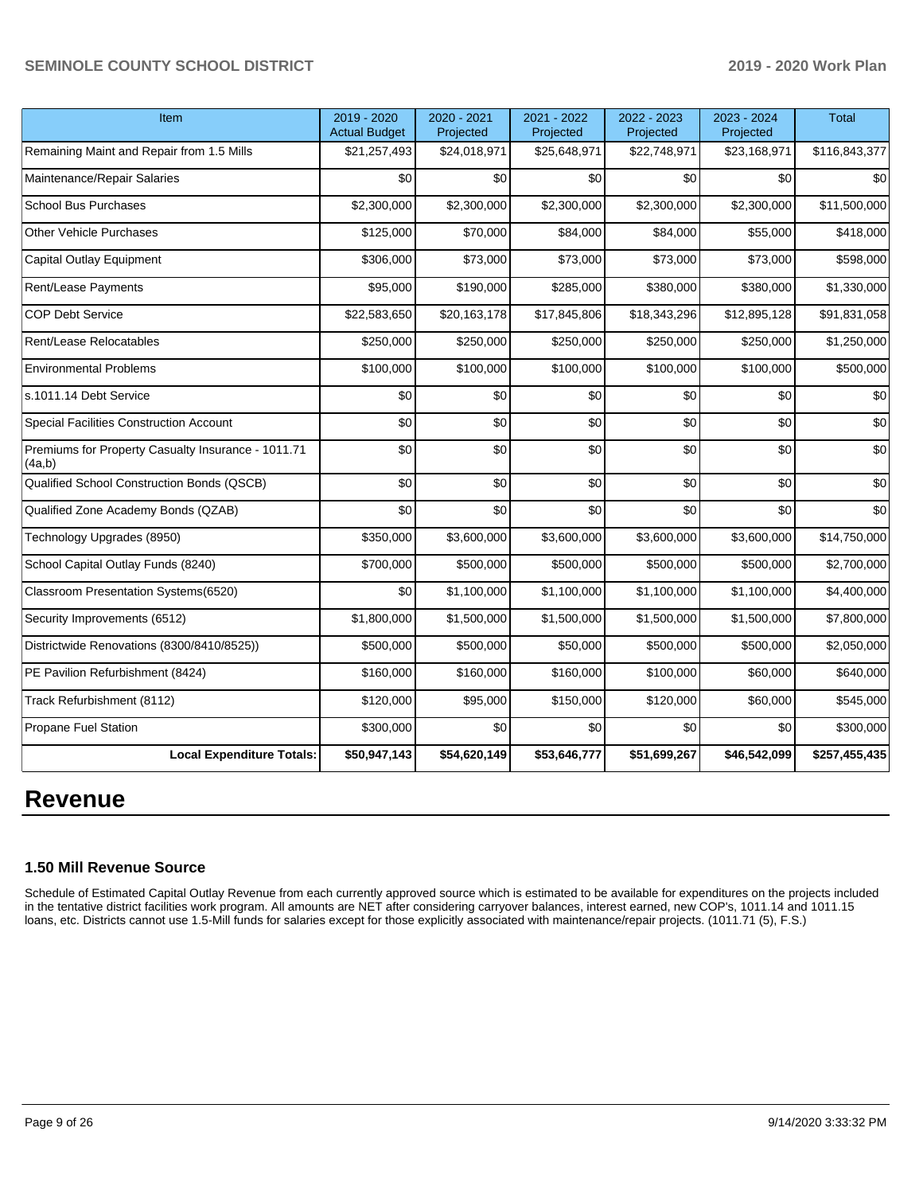| Item | 2019 - 2020 Actual Budget | 2020 - 2021 Projected | 2021 - 2022 Projected | 2022 - 2023 Projected | 2023 - 2024 Projected | Total |
|---|---|---|---|---|---|---|
| Remaining Maint and Repair from 1.5 Mills | $21,257,493 | $24,018,971 | $25,648,971 | $22,748,971 | $23,168,971 | $116,843,377 |
| Maintenance/Repair Salaries | $0 | $0 | $0 | $0 | $0 | $0 |
| School Bus Purchases | $2,300,000 | $2,300,000 | $2,300,000 | $2,300,000 | $2,300,000 | $11,500,000 |
| Other Vehicle Purchases | $125,000 | $70,000 | $84,000 | $84,000 | $55,000 | $418,000 |
| Capital Outlay Equipment | $306,000 | $73,000 | $73,000 | $73,000 | $73,000 | $598,000 |
| Rent/Lease Payments | $95,000 | $190,000 | $285,000 | $380,000 | $380,000 | $1,330,000 |
| COP Debt Service | $22,583,650 | $20,163,178 | $17,845,806 | $18,343,296 | $12,895,128 | $91,831,058 |
| Rent/Lease Relocatables | $250,000 | $250,000 | $250,000 | $250,000 | $250,000 | $1,250,000 |
| Environmental Problems | $100,000 | $100,000 | $100,000 | $100,000 | $100,000 | $500,000 |
| s.1011.14 Debt Service | $0 | $0 | $0 | $0 | $0 | $0 |
| Special Facilities Construction Account | $0 | $0 | $0 | $0 | $0 | $0 |
| Premiums for Property Casualty Insurance - 1011.71 (4a,b) | $0 | $0 | $0 | $0 | $0 | $0 |
| Qualified School Construction Bonds (QSCB) | $0 | $0 | $0 | $0 | $0 | $0 |
| Qualified Zone Academy Bonds (QZAB) | $0 | $0 | $0 | $0 | $0 | $0 |
| Technology Upgrades (8950) | $350,000 | $3,600,000 | $3,600,000 | $3,600,000 | $3,600,000 | $14,750,000 |
| School Capital Outlay Funds (8240) | $700,000 | $500,000 | $500,000 | $500,000 | $500,000 | $2,700,000 |
| Classroom Presentation Systems(6520) | $0 | $1,100,000 | $1,100,000 | $1,100,000 | $1,100,000 | $4,400,000 |
| Security Improvements (6512) | $1,800,000 | $1,500,000 | $1,500,000 | $1,500,000 | $1,500,000 | $7,800,000 |
| Districtwide Renovations (8300/8410/8525)) | $500,000 | $500,000 | $50,000 | $500,000 | $500,000 | $2,050,000 |
| PE Pavilion Refurbishment (8424) | $160,000 | $160,000 | $160,000 | $100,000 | $60,000 | $640,000 |
| Track Refurbishment (8112) | $120,000 | $95,000 | $150,000 | $120,000 | $60,000 | $545,000 |
| Propane Fuel Station | $300,000 | $0 | $0 | $0 | $0 | $300,000 |
| **Local Expenditure Totals:** | **$50,947,143** | **$54,620,149** | **$53,646,777** | **$51,699,267** | **$46,542,099** | **$257,455,435** |

# Revenue

### 1.50 Mill Revenue Source

Schedule of Estimated Capital Outlay Revenue from each currently approved source which is estimated to be available for expenditures on the projects included in the tentative district facilities work program. All amounts are NET after considering carryover balances, interest earned, new COP's, 1011.14 and 1011.15 loans, etc. Districts cannot use 1.5-Mill funds for salaries except for those explicitly associated with maintenance/repair projects. (1011.71 (5), F.S.)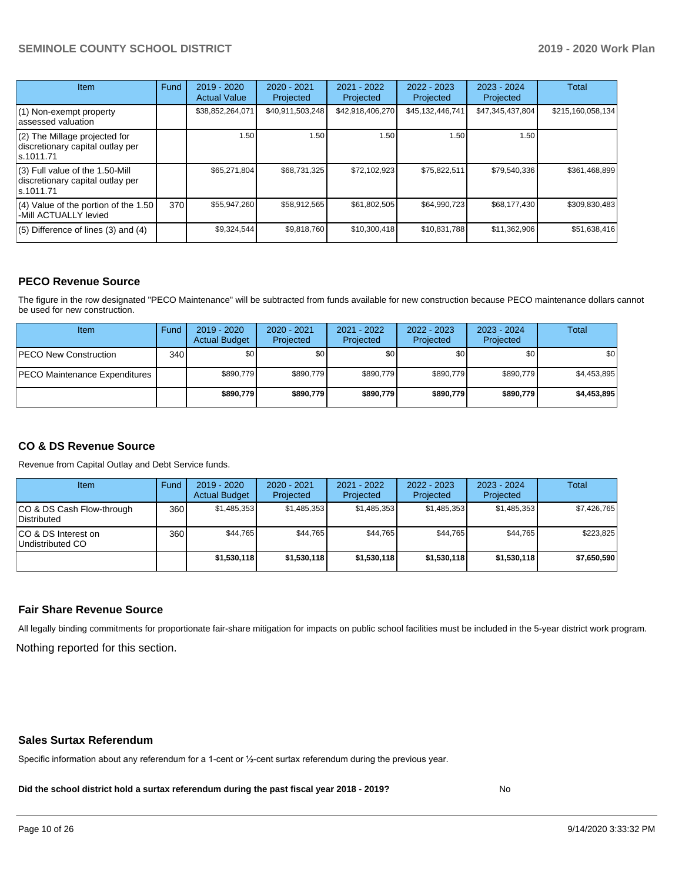| Item | Fund | 2019 - 2020 Actual Value | 2020 - 2021 Projected | 2021 - 2022 Projected | 2022 - 2023 Projected | 2023 - 2024 Projected | Total |
|---|---|---|---|---|---|---|---|
| (1) Non-exempt property assessed valuation | | $38,852,264,071 | $40,911,503,248 | $42,918,406,270 | $45,132,446,741 | $47,345,437,804 | $215,160,058,134 |
| (2) The Millage projected for discretionary capital outlay per s.1011.71 | | 1.50 | 1.50 | 1.50 | 1.50 | 1.50 | |
| (3) Full value of the 1.50-Mill discretionary capital outlay per s.1011.71 | | $65,271,804 | $68,731,325 | $72,102,923 | $75,822,511 | $79,540,336 | $361,468,899 |
| (4) Value of the portion of the 1.50 -Mill ACTUALLY levied | 370 | $55,947,260 | $58,912,565 | $61,802,505 | $64,990,723 | $68,177,430 | $309,830,483 |
| (5) Difference of lines (3) and (4) | | $9,324,544 | $9,818,760 | $10,300,418 | $10,831,788 | $11,362,906 | $51,638,416 |

## PECO Revenue Source

The figure in the row designated "PECO Maintenance" will be subtracted from funds available for new construction because PECO maintenance dollars cannot be used for new construction.

| Item | Fund | 2019 - 2020 Actual Budget | 2020 - 2021 Projected | 2021 - 2022 Projected | 2022 - 2023 Projected | 2023 - 2024 Projected | Total |
|---|---|---|---|---|---|---|---|
| PECO New Construction | 340 | $0 | $0 | $0 | $0 | $0 | $0 |
| PECO Maintenance Expenditures | | $890,779 | $890,779 | $890,779 | $890,779 | $890,779 | $4,453,895 |
| | | **$890,779** | **$890,779** | **$890,779** | **$890,779** | **$890,779** | **$4,453,895** |

## CO & DS Revenue Source

Revenue from Capital Outlay and Debt Service funds.

| Item | Fund | 2019 - 2020 Actual Budget | 2020 - 2021 Projected | 2021 - 2022 Projected | 2022 - 2023 Projected | 2023 - 2024 Projected | Total |
|---|---|---|---|---|---|---|---|
| CO & DS Cash Flow-through Distributed | 360 | $1,485,353 | $1,485,353 | $1,485,353 | $1,485,353 | $1,485,353 | $7,426,765 |
| CO & DS Interest on Undistributed CO | 360 | $44,765 | $44,765 | $44,765 | $44,765 | $44,765 | $223,825 |
| | | **$1,530,118** | **$1,530,118** | **$1,530,118** | **$1,530,118** | **$1,530,118** | **$7,650,590** |

## Fair Share Revenue Source

All legally binding commitments for proportionate fair-share mitigation for impacts on public school facilities must be included in the 5-year district work program.

Nothing reported for this section.

## Sales Surtax Referendum

Specific information about any referendum for a 1-cent or ½-cent surtax referendum during the previous year.

**Did the school district hold a surtax referendum during the past fiscal year 2018 - 2019?** No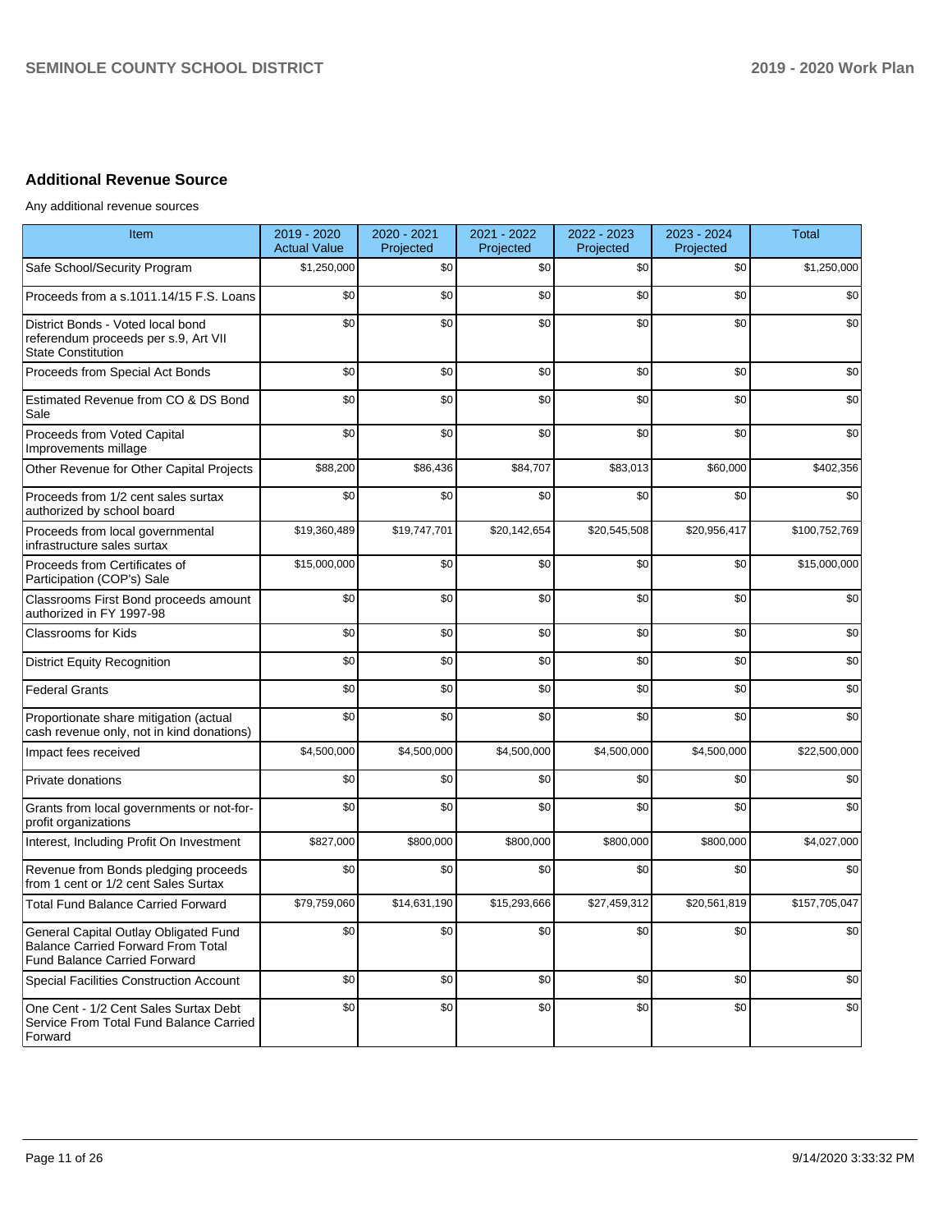## Additional Revenue Source

Any additional revenue sources

| Item | 2019 - 2020 Actual Value | 2020 - 2021 Projected | 2021 - 2022 Projected | 2022 - 2023 Projected | 2023 - 2024 Projected | Total |
|---|---|---|---|---|---|---|
| Safe School/Security Program | $1,250,000 | $0 | $0 | $0 | $0 | $1,250,000 |
| Proceeds from a s.1011.14/15 F.S. Loans | $0 | $0 | $0 | $0 | $0 | $0 |
| District Bonds - Voted local bond referendum proceeds per s.9, Art VII State Constitution | $0 | $0 | $0 | $0 | $0 | $0 |
| Proceeds from Special Act Bonds | $0 | $0 | $0 | $0 | $0 | $0 |
| Estimated Revenue from CO & DS Bond Sale | $0 | $0 | $0 | $0 | $0 | $0 |
| Proceeds from Voted Capital Improvements millage | $0 | $0 | $0 | $0 | $0 | $0 |
| Other Revenue for Other Capital Projects | $88,200 | $86,436 | $84,707 | $83,013 | $60,000 | $402,356 |
| Proceeds from 1/2 cent sales surtax authorized by school board | $0 | $0 | $0 | $0 | $0 | $0 |
| Proceeds from local governmental infrastructure sales surtax | $19,360,489 | $19,747,701 | $20,142,654 | $20,545,508 | $20,956,417 | $100,752,769 |
| Proceeds from Certificates of Participation (COP's) Sale | $15,000,000 | $0 | $0 | $0 | $0 | $15,000,000 |
| Classrooms First Bond proceeds amount authorized in FY 1997-98 | $0 | $0 | $0 | $0 | $0 | $0 |
| Classrooms for Kids | $0 | $0 | $0 | $0 | $0 | $0 |
| District Equity Recognition | $0 | $0 | $0 | $0 | $0 | $0 |
| Federal Grants | $0 | $0 | $0 | $0 | $0 | $0 |
| Proportionate share mitigation (actual cash revenue only, not in kind donations) | $0 | $0 | $0 | $0 | $0 | $0 |
| Impact fees received | $4,500,000 | $4,500,000 | $4,500,000 | $4,500,000 | $4,500,000 | $22,500,000 |
| Private donations | $0 | $0 | $0 | $0 | $0 | $0 |
| Grants from local governments or not-for-profit organizations | $0 | $0 | $0 | $0 | $0 | $0 |
| Interest, Including Profit On Investment | $827,000 | $800,000 | $800,000 | $800,000 | $800,000 | $4,027,000 |
| Revenue from Bonds pledging proceeds from 1 cent or 1/2 cent Sales Surtax | $0 | $0 | $0 | $0 | $0 | $0 |
| Total Fund Balance Carried Forward | $79,759,060 | $14,631,190 | $15,293,666 | $27,459,312 | $20,561,819 | $157,705,047 |
| General Capital Outlay Obligated Fund Balance Carried Forward From Total Fund Balance Carried Forward | $0 | $0 | $0 | $0 | $0 | $0 |
| Special Facilities Construction Account | $0 | $0 | $0 | $0 | $0 | $0 |
| One Cent - 1/2 Cent Sales Surtax Debt Service From Total Fund Balance Carried Forward | $0 | $0 | $0 | $0 | $0 | $0 |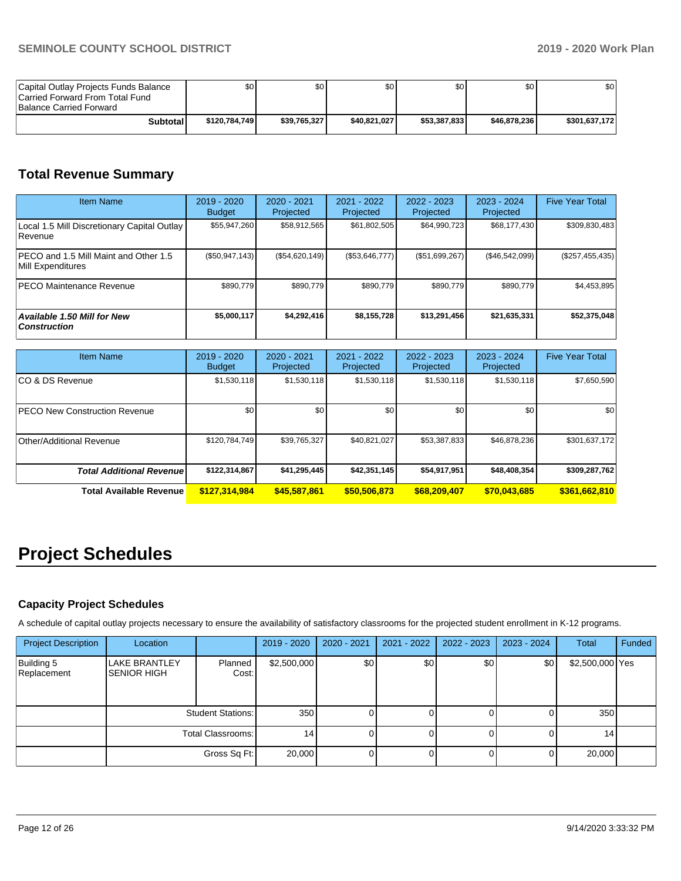| | | | | | | |
|---|---|---|---|---|---|---|
| Capital Outlay Projects Funds Balance Carried Forward From Total Fund Balance Carried Forward | $0 | $0 | $0 | $0 | $0 | $0 |
| **Subtotal** | **$120,784,749** | **$39,765,327** | **$40,821,027** | **$53,387,833** | **$46,878,236** | **$301,637,172** |

## Total Revenue Summary

| Item Name | 2019 - 2020 Budget | 2020 - 2021 Projected | 2021 - 2022 Projected | 2022 - 2023 Projected | 2023 - 2024 Projected | Five Year Total |
|---|---|---|---|---|---|---|
| Local 1.5 Mill Discretionary Capital Outlay Revenue | $55,947,260 | $58,912,565 | $61,802,505 | $64,990,723 | $68,177,430 | $309,830,483 |
| PECO and 1.5 Mill Maint and Other 1.5 Mill Expenditures | ($50,947,143) | ($54,620,149) | ($53,646,777) | ($51,699,267) | ($46,542,099) | ($257,455,435) |
| PECO Maintenance Revenue | $890,779 | $890,779 | $890,779 | $890,779 | $890,779 | $4,453,895 |
| ***Available 1.50 Mill for New Construction*** | **$5,000,117** | **$4,292,416** | **$8,155,728** | **$13,291,456** | **$21,635,331** | **$52,375,048** |

| Item Name | 2019 - 2020 Budget | 2020 - 2021 Projected | 2021 - 2022 Projected | 2022 - 2023 Projected | 2023 - 2024 Projected | Five Year Total |
|---|---|---|---|---|---|---|
| CO & DS Revenue | $1,530,118 | $1,530,118 | $1,530,118 | $1,530,118 | $1,530,118 | $7,650,590 |
| PECO New Construction Revenue | $0 | $0 | $0 | $0 | $0 | $0 |
| Other/Additional Revenue | $120,784,749 | $39,765,327 | $40,821,027 | $53,387,833 | $46,878,236 | $301,637,172 |
| ***Total Additional Revenue*** | **$122,314,867** | **$41,295,445** | **$42,351,145** | **$54,917,951** | **$48,408,354** | **$309,287,762** |
| **Total Available Revenue** | **$127,314,984** | **$45,587,861** | **$50,506,873** | **$68,209,407** | **$70,043,685** | **$361,662,810** |

# Project Schedules

### Capacity Project Schedules

A schedule of capital outlay projects necessary to ensure the availability of satisfactory classrooms for the projected student enrollment in K-12 programs.

| Project Description | Location | | 2019 - 2020 | 2020 - 2021 | 2021 - 2022 | 2022 - 2023 | 2023 - 2024 | Total | Funded |
|---|---|---|---|---|---|---|---|---|---|
| Building 5 Replacement | LAKE BRANTLEY SENIOR HIGH | Planned Cost: | $2,500,000 | $0 | $0 | $0 | $0 | $2,500,000 | Yes |
| | | Student Stations: | 350 | 0 | 0 | 0 | 0 | 350 | |
| | | Total Classrooms: | 14 | 0 | 0 | 0 | 0 | 14 | |
| | | Gross Sq Ft: | 20,000 | 0 | 0 | 0 | 0 | 20,000 | |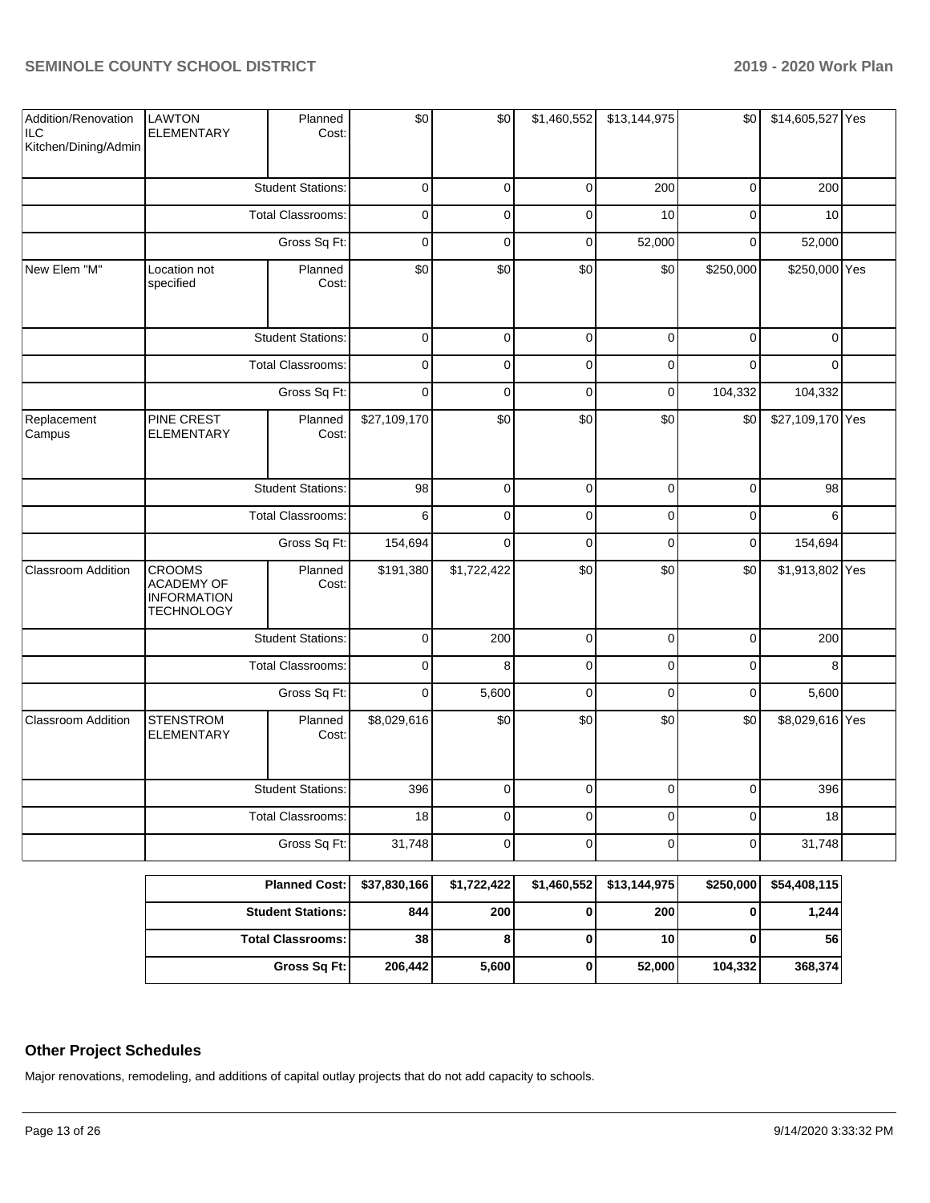| | | | | | | | | | |
|---|---|---|---|---|---|---|---|---|---|
| Addition/Renovation ILC Kitchen/Dining/Admin | LAWTON ELEMENTARY | Planned Cost: | $0 | $0 | $1,460,552 | $13,144,975 | $0 | $14,605,527 | Yes |
| | Student Stations: | | 0 | 0 | 0 | 200 | 0 | 200 | |
| | Total Classrooms: | | 0 | 0 | 0 | 10 | 0 | 10 | |
| | Gross Sq Ft: | | 0 | 0 | 0 | 52,000 | 0 | 52,000 | |
| New Elem "M" | Location not specified | Planned Cost: | $0 | $0 | $0 | $0 | $250,000 | $250,000 | Yes |
| | Student Stations: | | 0 | 0 | 0 | 0 | 0 | 0 | |
| | Total Classrooms: | | 0 | 0 | 0 | 0 | 0 | 0 | |
| | Gross Sq Ft: | | 0 | 0 | 0 | 0 | 104,332 | 104,332 | |
| Replacement Campus | PINE CREST ELEMENTARY | Planned Cost: | $27,109,170 | $0 | $0 | $0 | $0 | $27,109,170 | Yes |
| | Student Stations: | | 98 | 0 | 0 | 0 | 0 | 98 | |
| | Total Classrooms: | | 6 | 0 | 0 | 0 | 0 | 6 | |
| | Gross Sq Ft: | | 154,694 | 0 | 0 | 0 | 0 | 154,694 | |
| Classroom Addition | CROOMS ACADEMY OF INFORMATION TECHNOLOGY | Planned Cost: | $191,380 | $1,722,422 | $0 | $0 | $0 | $1,913,802 | Yes |
| | Student Stations: | | 0 | 200 | 0 | 0 | 0 | 200 | |
| | Total Classrooms: | | 0 | 8 | 0 | 0 | 0 | 8 | |
| | Gross Sq Ft: | | 0 | 5,600 | 0 | 0 | 0 | 5,600 | |
| Classroom Addition | STENSTROM ELEMENTARY | Planned Cost: | $8,029,616 | $0 | $0 | $0 | $0 | $8,029,616 | Yes |
| | Student Stations: | | 396 | 0 | 0 | 0 | 0 | 396 | |
| | Total Classrooms: | | 18 | 0 | 0 | 0 | 0 | 18 | |
| | Gross Sq Ft: | | 31,748 | 0 | 0 | 0 | 0 | 31,748 | |

| | | | | | | |
|---|---|---|---|---|---|---|
| **Planned Cost:** | **$37,830,166** | **$1,722,422** | **$1,460,552** | **$13,144,975** | **$250,000** | **$54,408,115** |
| **Student Stations:** | **844** | **200** | **0** | **200** | **0** | **1,244** |
| **Total Classrooms:** | **38** | **8** | **0** | **10** | **0** | **56** |
| **Gross Sq Ft:** | **206,442** | **5,600** | **0** | **52,000** | **104,332** | **368,374** |

## Other Project Schedules

Major renovations, remodeling, and additions of capital outlay projects that do not add capacity to schools.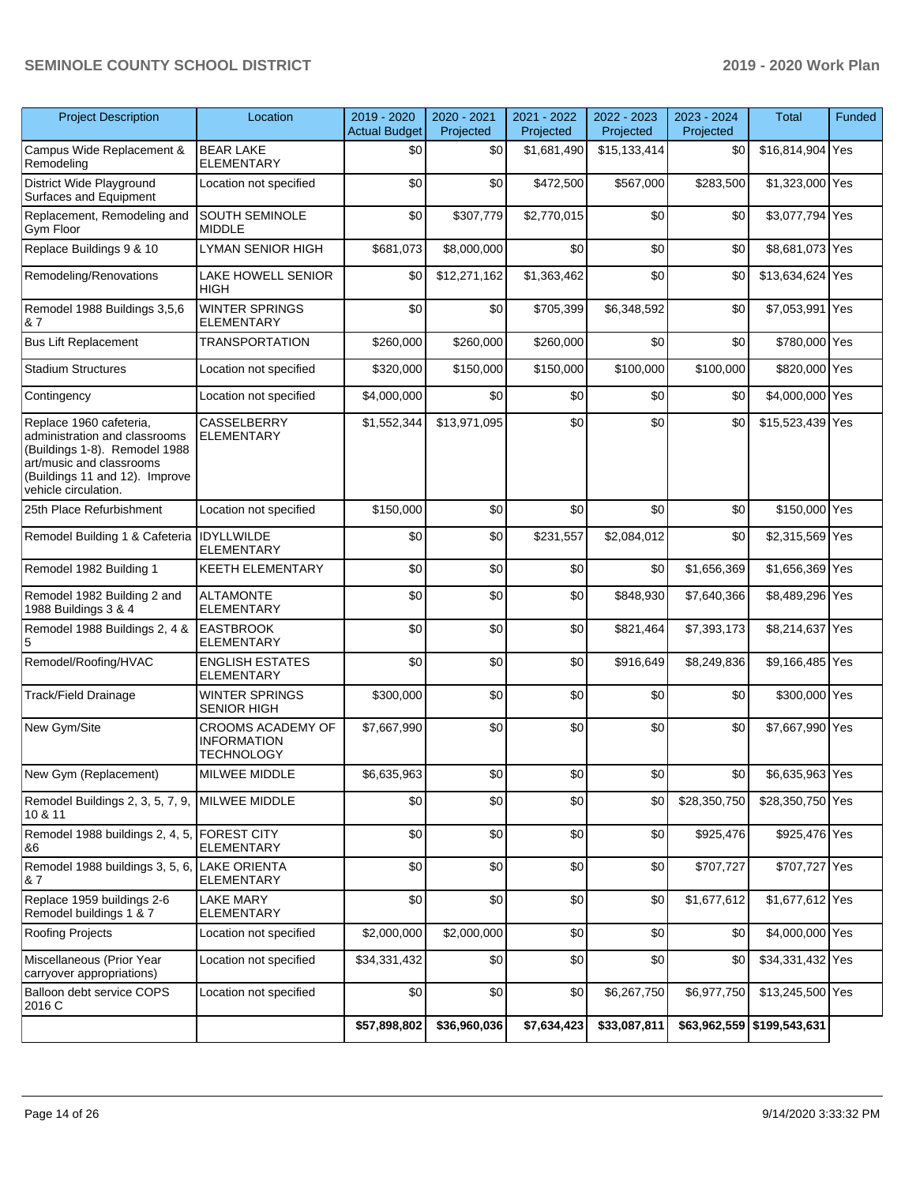| Project Description | Location | 2019 - 2020 Actual Budget | 2020 - 2021 Projected | 2021 - 2022 Projected | 2022 - 2023 Projected | 2023 - 2024 Projected | Total | Funded |
|---|---|---|---|---|---|---|---|---|
| Campus Wide Replacement & Remodeling | BEAR LAKE ELEMENTARY | $0 | $0 | $1,681,490 | $15,133,414 | $0 | $16,814,904 | Yes |
| District Wide Playground Surfaces and Equipment | Location not specified | $0 | $0 | $472,500 | $567,000 | $283,500 | $1,323,000 | Yes |
| Replacement, Remodeling and Gym Floor | SOUTH SEMINOLE MIDDLE | $0 | $307,779 | $2,770,015 | $0 | $0 | $3,077,794 | Yes |
| Replace Buildings 9 & 10 | LYMAN SENIOR HIGH | $681,073 | $8,000,000 | $0 | $0 | $0 | $8,681,073 | Yes |
| Remodeling/Renovations | LAKE HOWELL SENIOR HIGH | $0 | $12,271,162 | $1,363,462 | $0 | $0 | $13,634,624 | Yes |
| Remodel 1988 Buildings 3,5,6 & 7 | WINTER SPRINGS ELEMENTARY | $0 | $0 | $705,399 | $6,348,592 | $0 | $7,053,991 | Yes |
| Bus Lift Replacement | TRANSPORTATION | $260,000 | $260,000 | $260,000 | $0 | $0 | $780,000 | Yes |
| Stadium Structures | Location not specified | $320,000 | $150,000 | $150,000 | $100,000 | $100,000 | $820,000 | Yes |
| Contingency | Location not specified | $4,000,000 | $0 | $0 | $0 | $0 | $4,000,000 | Yes |
| Replace 1960 cafeteria, administration and classrooms (Buildings 1-8). Remodel 1988 art/music and classrooms (Buildings 11 and 12). Improve vehicle circulation. | CASSELBERRY ELEMENTARY | $1,552,344 | $13,971,095 | $0 | $0 | $0 | $15,523,439 | Yes |
| 25th Place Refurbishment | Location not specified | $150,000 | $0 | $0 | $0 | $0 | $150,000 | Yes |
| Remodel Building 1 & Cafeteria | IDYLLWILDE ELEMENTARY | $0 | $0 | $231,557 | $2,084,012 | $0 | $2,315,569 | Yes |
| Remodel 1982 Building 1 | KEETH ELEMENTARY | $0 | $0 | $0 | $0 | $1,656,369 | $1,656,369 | Yes |
| Remodel 1982 Building 2 and 1988 Buildings 3 & 4 | ALTAMONTE ELEMENTARY | $0 | $0 | $0 | $848,930 | $7,640,366 | $8,489,296 | Yes |
| Remodel 1988 Buildings 2, 4 & 5 | EASTBROOK ELEMENTARY | $0 | $0 | $0 | $821,464 | $7,393,173 | $8,214,637 | Yes |
| Remodel/Roofing/HVAC | ENGLISH ESTATES ELEMENTARY | $0 | $0 | $0 | $916,649 | $8,249,836 | $9,166,485 | Yes |
| Track/Field Drainage | WINTER SPRINGS SENIOR HIGH | $300,000 | $0 | $0 | $0 | $0 | $300,000 | Yes |
| New Gym/Site | CROOMS ACADEMY OF INFORMATION TECHNOLOGY | $7,667,990 | $0 | $0 | $0 | $0 | $7,667,990 | Yes |
| New Gym (Replacement) | MILWEE MIDDLE | $6,635,963 | $0 | $0 | $0 | $0 | $6,635,963 | Yes |
| Remodel Buildings 2, 3, 5, 7, 9, 10 & 11 | MILWEE MIDDLE | $0 | $0 | $0 | $0 | $28,350,750 | $28,350,750 | Yes |
| Remodel 1988 buildings 2, 4, 5, &6 | FOREST CITY ELEMENTARY | $0 | $0 | $0 | $0 | $925,476 | $925,476 | Yes |
| Remodel 1988 buildings 3, 5, 6, & 7 | LAKE ORIENTA ELEMENTARY | $0 | $0 | $0 | $0 | $707,727 | $707,727 | Yes |
| Replace 1959 buildings 2-6 Remodel buildings 1 & 7 | LAKE MARY ELEMENTARY | $0 | $0 | $0 | $0 | $1,677,612 | $1,677,612 | Yes |
| Roofing Projects | Location not specified | $2,000,000 | $2,000,000 | $0 | $0 | $0 | $4,000,000 | Yes |
| Miscellaneous (Prior Year carryover appropriations) | Location not specified | $34,331,432 | $0 | $0 | $0 | $0 | $34,331,432 | Yes |
| Balloon debt service COPS 2016 C | Location not specified | $0 | $0 | $0 | $6,267,750 | $6,977,750 | $13,245,500 | Yes |
| | | **$57,898,802** | **$36,960,036** | **$7,634,423** | **$33,087,811** | **$63,962,559** | **$199,543,631** | |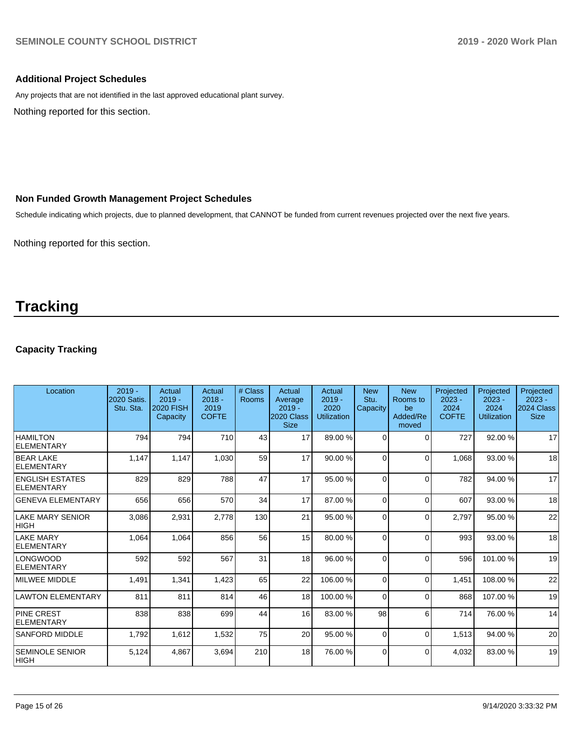### Additional Project Schedules

Any projects that are not identified in the last approved educational plant survey.

Nothing reported for this section.

### Non Funded Growth Management Project Schedules

Schedule indicating which projects, due to planned development, that CANNOT be funded from current revenues projected over the next five years.

Nothing reported for this section.

# Tracking

### Capacity Tracking

| Location | 2019 - 2020 Satis. Stu. Sta. | Actual 2019 - 2020 FISH Capacity | Actual 2018 - 2019 COFTE | # Class Rooms | Actual Average 2019 - 2020 Class Size | Actual 2019 - 2020 Utilization | New Stu. Capacity | New Rooms to be Added/Removed | Projected 2023 - 2024 COFTE | Projected 2023 - 2024 Utilization | Projected 2023 - 2024 Class Size |
|---|---|---|---|---|---|---|---|---|---|---|---|
| HAMILTON ELEMENTARY | 794 | 794 | 710 | 43 | 17 | 89.00 % | 0 | 0 | 727 | 92.00 % | 17 |
| BEAR LAKE ELEMENTARY | 1,147 | 1,147 | 1,030 | 59 | 17 | 90.00 % | 0 | 0 | 1,068 | 93.00 % | 18 |
| ENGLISH ESTATES ELEMENTARY | 829 | 829 | 788 | 47 | 17 | 95.00 % | 0 | 0 | 782 | 94.00 % | 17 |
| GENEVA ELEMENTARY | 656 | 656 | 570 | 34 | 17 | 87.00 % | 0 | 0 | 607 | 93.00 % | 18 |
| LAKE MARY SENIOR HIGH | 3,086 | 2,931 | 2,778 | 130 | 21 | 95.00 % | 0 | 0 | 2,797 | 95.00 % | 22 |
| LAKE MARY ELEMENTARY | 1,064 | 1,064 | 856 | 56 | 15 | 80.00 % | 0 | 0 | 993 | 93.00 % | 18 |
| LONGWOOD ELEMENTARY | 592 | 592 | 567 | 31 | 18 | 96.00 % | 0 | 0 | 596 | 101.00 % | 19 |
| MILWEE MIDDLE | 1,491 | 1,341 | 1,423 | 65 | 22 | 106.00 % | 0 | 0 | 1,451 | 108.00 % | 22 |
| LAWTON ELEMENTARY | 811 | 811 | 814 | 46 | 18 | 100.00 % | 0 | 0 | 868 | 107.00 % | 19 |
| PINE CREST ELEMENTARY | 838 | 838 | 699 | 44 | 16 | 83.00 % | 98 | 6 | 714 | 76.00 % | 14 |
| SANFORD MIDDLE | 1,792 | 1,612 | 1,532 | 75 | 20 | 95.00 % | 0 | 0 | 1,513 | 94.00 % | 20 |
| SEMINOLE SENIOR HIGH | 5,124 | 4,867 | 3,694 | 210 | 18 | 76.00 % | 0 | 0 | 4,032 | 83.00 % | 19 |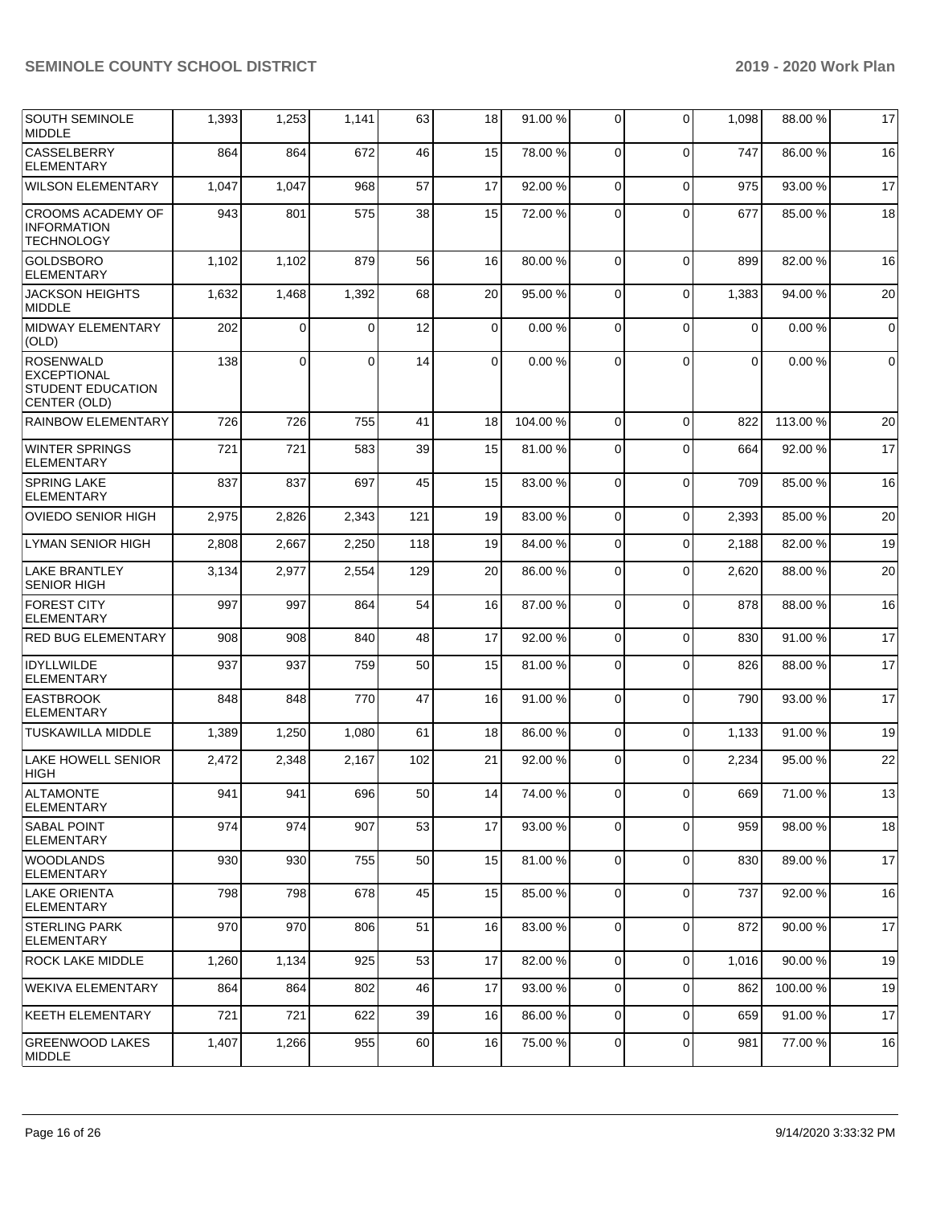| | | | | | | | | | | | |
|---|---|---|---|---|---|---|---|---|---|---|---|
| SOUTH SEMINOLE MIDDLE | 1,393 | 1,253 | 1,141 | 63 | 18 | 91.00 % | 0 | 0 | 1,098 | 88.00 % | 17 |
| CASSELBERRY ELEMENTARY | 864 | 864 | 672 | 46 | 15 | 78.00 % | 0 | 0 | 747 | 86.00 % | 16 |
| WILSON ELEMENTARY | 1,047 | 1,047 | 968 | 57 | 17 | 92.00 % | 0 | 0 | 975 | 93.00 % | 17 |
| CROOMS ACADEMY OF INFORMATION TECHNOLOGY | 943 | 801 | 575 | 38 | 15 | 72.00 % | 0 | 0 | 677 | 85.00 % | 18 |
| GOLDSBORO ELEMENTARY | 1,102 | 1,102 | 879 | 56 | 16 | 80.00 % | 0 | 0 | 899 | 82.00 % | 16 |
| JACKSON HEIGHTS MIDDLE | 1,632 | 1,468 | 1,392 | 68 | 20 | 95.00 % | 0 | 0 | 1,383 | 94.00 % | 20 |
| MIDWAY ELEMENTARY (OLD) | 202 | 0 | 0 | 12 | 0 | 0.00 % | 0 | 0 | 0 | 0.00 % | 0 |
| ROSENWALD EXCEPTIONAL STUDENT EDUCATION CENTER (OLD) | 138 | 0 | 0 | 14 | 0 | 0.00 % | 0 | 0 | 0 | 0.00 % | 0 |
| RAINBOW ELEMENTARY | 726 | 726 | 755 | 41 | 18 | 104.00 % | 0 | 0 | 822 | 113.00 % | 20 |
| WINTER SPRINGS ELEMENTARY | 721 | 721 | 583 | 39 | 15 | 81.00 % | 0 | 0 | 664 | 92.00 % | 17 |
| SPRING LAKE ELEMENTARY | 837 | 837 | 697 | 45 | 15 | 83.00 % | 0 | 0 | 709 | 85.00 % | 16 |
| OVIEDO SENIOR HIGH | 2,975 | 2,826 | 2,343 | 121 | 19 | 83.00 % | 0 | 0 | 2,393 | 85.00 % | 20 |
| LYMAN SENIOR HIGH | 2,808 | 2,667 | 2,250 | 118 | 19 | 84.00 % | 0 | 0 | 2,188 | 82.00 % | 19 |
| LAKE BRANTLEY SENIOR HIGH | 3,134 | 2,977 | 2,554 | 129 | 20 | 86.00 % | 0 | 0 | 2,620 | 88.00 % | 20 |
| FOREST CITY ELEMENTARY | 997 | 997 | 864 | 54 | 16 | 87.00 % | 0 | 0 | 878 | 88.00 % | 16 |
| RED BUG ELEMENTARY | 908 | 908 | 840 | 48 | 17 | 92.00 % | 0 | 0 | 830 | 91.00 % | 17 |
| IDYLLWILDE ELEMENTARY | 937 | 937 | 759 | 50 | 15 | 81.00 % | 0 | 0 | 826 | 88.00 % | 17 |
| EASTBROOK ELEMENTARY | 848 | 848 | 770 | 47 | 16 | 91.00 % | 0 | 0 | 790 | 93.00 % | 17 |
| TUSKAWILLA MIDDLE | 1,389 | 1,250 | 1,080 | 61 | 18 | 86.00 % | 0 | 0 | 1,133 | 91.00 % | 19 |
| LAKE HOWELL SENIOR HIGH | 2,472 | 2,348 | 2,167 | 102 | 21 | 92.00 % | 0 | 0 | 2,234 | 95.00 % | 22 |
| ALTAMONTE ELEMENTARY | 941 | 941 | 696 | 50 | 14 | 74.00 % | 0 | 0 | 669 | 71.00 % | 13 |
| SABAL POINT ELEMENTARY | 974 | 974 | 907 | 53 | 17 | 93.00 % | 0 | 0 | 959 | 98.00 % | 18 |
| WOODLANDS ELEMENTARY | 930 | 930 | 755 | 50 | 15 | 81.00 % | 0 | 0 | 830 | 89.00 % | 17 |
| LAKE ORIENTA ELEMENTARY | 798 | 798 | 678 | 45 | 15 | 85.00 % | 0 | 0 | 737 | 92.00 % | 16 |
| STERLING PARK ELEMENTARY | 970 | 970 | 806 | 51 | 16 | 83.00 % | 0 | 0 | 872 | 90.00 % | 17 |
| ROCK LAKE MIDDLE | 1,260 | 1,134 | 925 | 53 | 17 | 82.00 % | 0 | 0 | 1,016 | 90.00 % | 19 |
| WEKIVA ELEMENTARY | 864 | 864 | 802 | 46 | 17 | 93.00 % | 0 | 0 | 862 | 100.00 % | 19 |
| KEETH ELEMENTARY | 721 | 721 | 622 | 39 | 16 | 86.00 % | 0 | 0 | 659 | 91.00 % | 17 |
| GREENWOOD LAKES MIDDLE | 1,407 | 1,266 | 955 | 60 | 16 | 75.00 % | 0 | 0 | 981 | 77.00 % | 16 |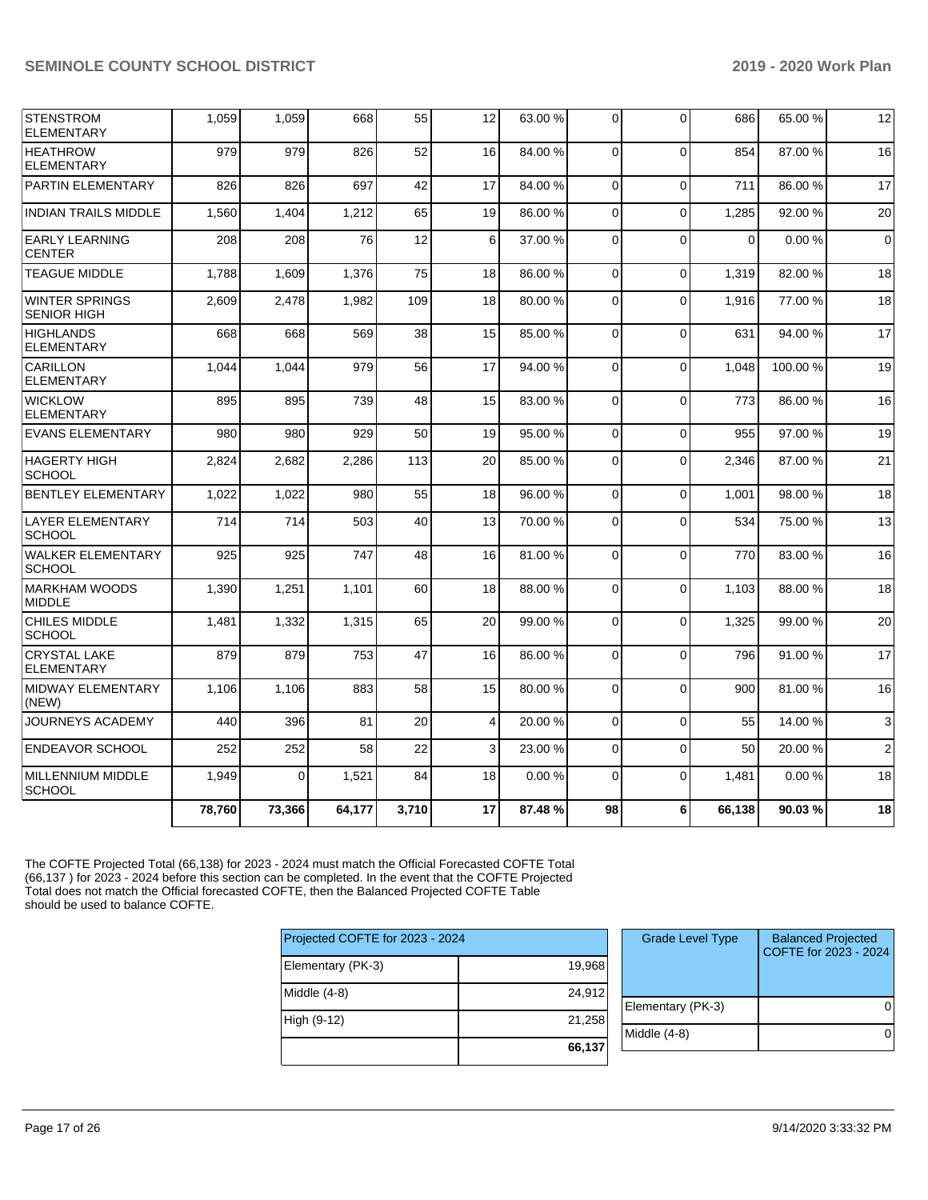| | | | | | | | | | | |
|---|---|---|---|---|---|---|---|---|---|---|
| STENSTROM ELEMENTARY | 1,059 | 1,059 | 668 | 55 | 12 | 63.00 % | 0 | 0 | 686 | 65.00 % | 12 |
| HEATHROW ELEMENTARY | 979 | 979 | 826 | 52 | 16 | 84.00 % | 0 | 0 | 854 | 87.00 % | 16 |
| PARTIN ELEMENTARY | 826 | 826 | 697 | 42 | 17 | 84.00 % | 0 | 0 | 711 | 86.00 % | 17 |
| INDIAN TRAILS MIDDLE | 1,560 | 1,404 | 1,212 | 65 | 19 | 86.00 % | 0 | 0 | 1,285 | 92.00 % | 20 |
| EARLY LEARNING CENTER | 208 | 208 | 76 | 12 | 6 | 37.00 % | 0 | 0 | 0 | 0.00 % | 0 |
| TEAGUE MIDDLE | 1,788 | 1,609 | 1,376 | 75 | 18 | 86.00 % | 0 | 0 | 1,319 | 82.00 % | 18 |
| WINTER SPRINGS SENIOR HIGH | 2,609 | 2,478 | 1,982 | 109 | 18 | 80.00 % | 0 | 0 | 1,916 | 77.00 % | 18 |
| HIGHLANDS ELEMENTARY | 668 | 668 | 569 | 38 | 15 | 85.00 % | 0 | 0 | 631 | 94.00 % | 17 |
| CARILLON ELEMENTARY | 1,044 | 1,044 | 979 | 56 | 17 | 94.00 % | 0 | 0 | 1,048 | 100.00 % | 19 |
| WICKLOW ELEMENTARY | 895 | 895 | 739 | 48 | 15 | 83.00 % | 0 | 0 | 773 | 86.00 % | 16 |
| EVANS ELEMENTARY | 980 | 980 | 929 | 50 | 19 | 95.00 % | 0 | 0 | 955 | 97.00 % | 19 |
| HAGERTY HIGH SCHOOL | 2,824 | 2,682 | 2,286 | 113 | 20 | 85.00 % | 0 | 0 | 2,346 | 87.00 % | 21 |
| BENTLEY ELEMENTARY | 1,022 | 1,022 | 980 | 55 | 18 | 96.00 % | 0 | 0 | 1,001 | 98.00 % | 18 |
| LAYER ELEMENTARY SCHOOL | 714 | 714 | 503 | 40 | 13 | 70.00 % | 0 | 0 | 534 | 75.00 % | 13 |
| WALKER ELEMENTARY SCHOOL | 925 | 925 | 747 | 48 | 16 | 81.00 % | 0 | 0 | 770 | 83.00 % | 16 |
| MARKHAM WOODS MIDDLE | 1,390 | 1,251 | 1,101 | 60 | 18 | 88.00 % | 0 | 0 | 1,103 | 88.00 % | 18 |
| CHILES MIDDLE SCHOOL | 1,481 | 1,332 | 1,315 | 65 | 20 | 99.00 % | 0 | 0 | 1,325 | 99.00 % | 20 |
| CRYSTAL LAKE ELEMENTARY | 879 | 879 | 753 | 47 | 16 | 86.00 % | 0 | 0 | 796 | 91.00 % | 17 |
| MIDWAY ELEMENTARY (NEW) | 1,106 | 1,106 | 883 | 58 | 15 | 80.00 % | 0 | 0 | 900 | 81.00 % | 16 |
| JOURNEYS ACADEMY | 440 | 396 | 81 | 20 | 4 | 20.00 % | 0 | 0 | 55 | 14.00 % | 3 |
| ENDEAVOR SCHOOL | 252 | 252 | 58 | 22 | 3 | 23.00 % | 0 | 0 | 50 | 20.00 % | 2 |
| MILLENNIUM MIDDLE SCHOOL | 1,949 | 0 | 1,521 | 84 | 18 | 0.00 % | 0 | 0 | 1,481 | 0.00 % | 18 |
| | **78,760** | **73,366** | **64,177** | **3,710** | **17** | **87.48 %** | **98** | **6** | **66,138** | **90.03 %** | **18** |

The COFTE Projected Total (66,138) for 2023 - 2024 must match the Official Forecasted COFTE Total (66,137 ) for 2023 - 2024 before this section can be completed. In the event that the COFTE Projected Total does not match the Official forecasted COFTE, then the Balanced Projected COFTE Table should be used to balance COFTE.

| Projected COFTE for 2023 - 2024 | |
|---|---|
| Elementary (PK-3) | 19,968 |
| Middle (4-8) | 24,912 |
| High (9-12) | 21,258 |
| | **66,137** |

| Grade Level Type | Balanced Projected COFTE for 2023 - 2024 |
|---|---|
| Elementary (PK-3) | 0 |
| Middle (4-8) | 0 |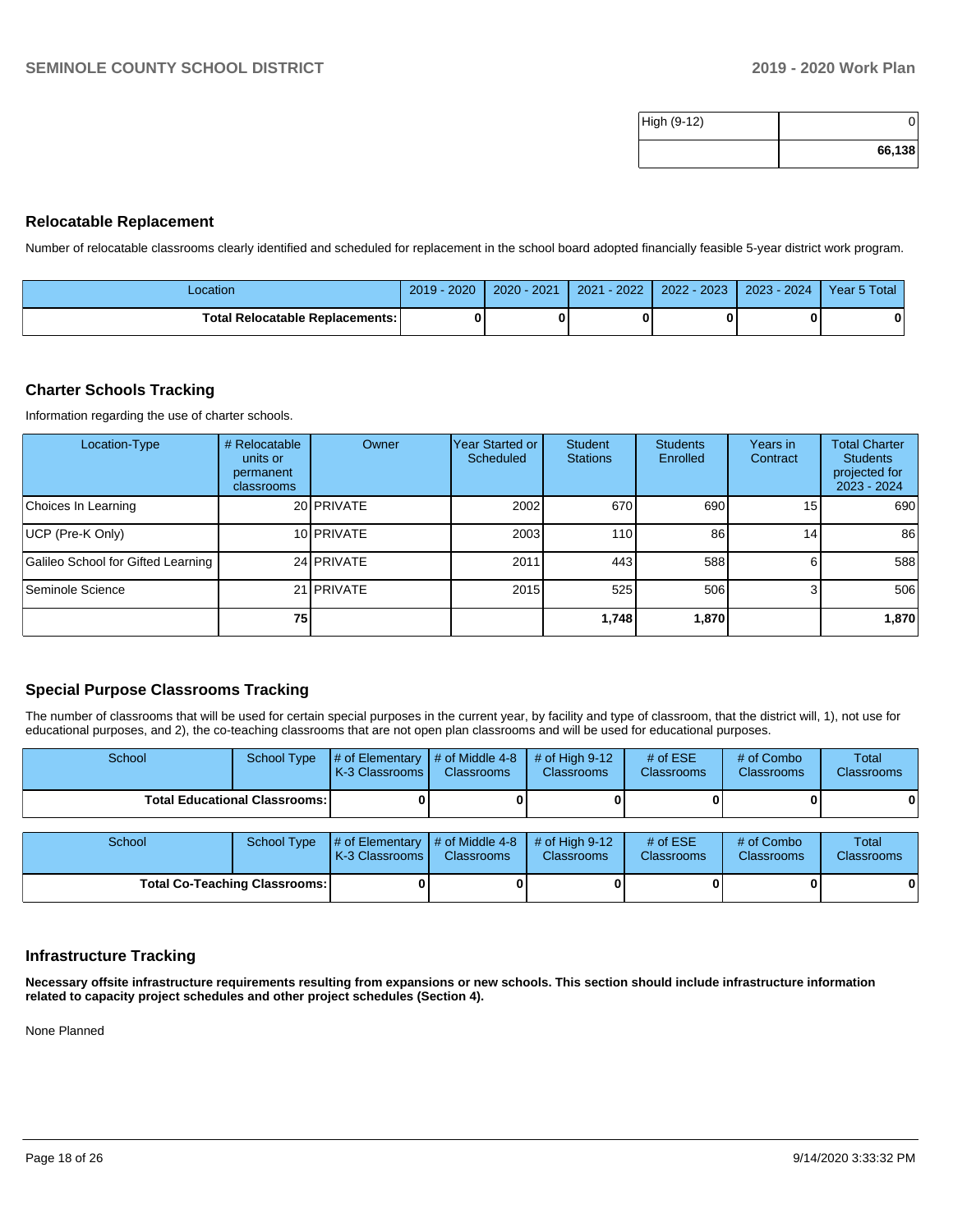| | |
|---|---|
| High (9-12) | 0 |
| | **66,138** |

## Relocatable Replacement

Number of relocatable classrooms clearly identified and scheduled for replacement in the school board adopted financially feasible 5-year district work program.

| Location | 2019 - 2020 | 2020 - 2021 | 2021 - 2022 | 2022 - 2023 | 2023 - 2024 | Year 5 Total |
|---|---|---|---|---|---|---|
| **Total Relocatable Replacements:** | **0** | **0** | **0** | **0** | **0** | **0** |

## Charter Schools Tracking

Information regarding the use of charter schools.

| Location-Type | # Relocatable units or permanent classrooms | Owner | Year Started or Scheduled | Student Stations | Students Enrolled | Years in Contract | Total Charter Students projected for 2023 - 2024 |
|---|---|---|---|---|---|---|---|
| Choices In Learning | 20 | PRIVATE | 2002 | 670 | 690 | 15 | 690 |
| UCP (Pre-K Only) | 10 | PRIVATE | 2003 | 110 | 86 | 14 | 86 |
| Galileo School for Gifted Learning | 24 | PRIVATE | 2011 | 443 | 588 | 6 | 588 |
| Seminole Science | 21 | PRIVATE | 2015 | 525 | 506 | 3 | 506 |
| | **75** | | | **1,748** | **1,870** | | **1,870** |

## Special Purpose Classrooms Tracking

The number of classrooms that will be used for certain special purposes in the current year, by facility and type of classroom, that the district will, 1), not use for educational purposes, and 2), the co-teaching classrooms that are not open plan classrooms and will be used for educational purposes.

| School | School Type | # of Elementary K-3 Classrooms | # of Middle 4-8 Classrooms | # of High 9-12 Classrooms | # of ESE Classrooms | # of Combo Classrooms | Total Classrooms |
|---|---|---|---|---|---|---|---|
| **Total Educational Classrooms:** | | **0** | **0** | **0** | **0** | **0** | **0** |

| School | School Type | # of Elementary K-3 Classrooms | # of Middle 4-8 Classrooms | # of High 9-12 Classrooms | # of ESE Classrooms | # of Combo Classrooms | Total Classrooms |
|---|---|---|---|---|---|---|---|
| **Total Co-Teaching Classrooms:** | | **0** | **0** | **0** | **0** | **0** | **0** |

## Infrastructure Tracking

**Necessary offsite infrastructure requirements resulting from expansions or new schools. This section should include infrastructure information related to capacity project schedules and other project schedules (Section 4).**

None Planned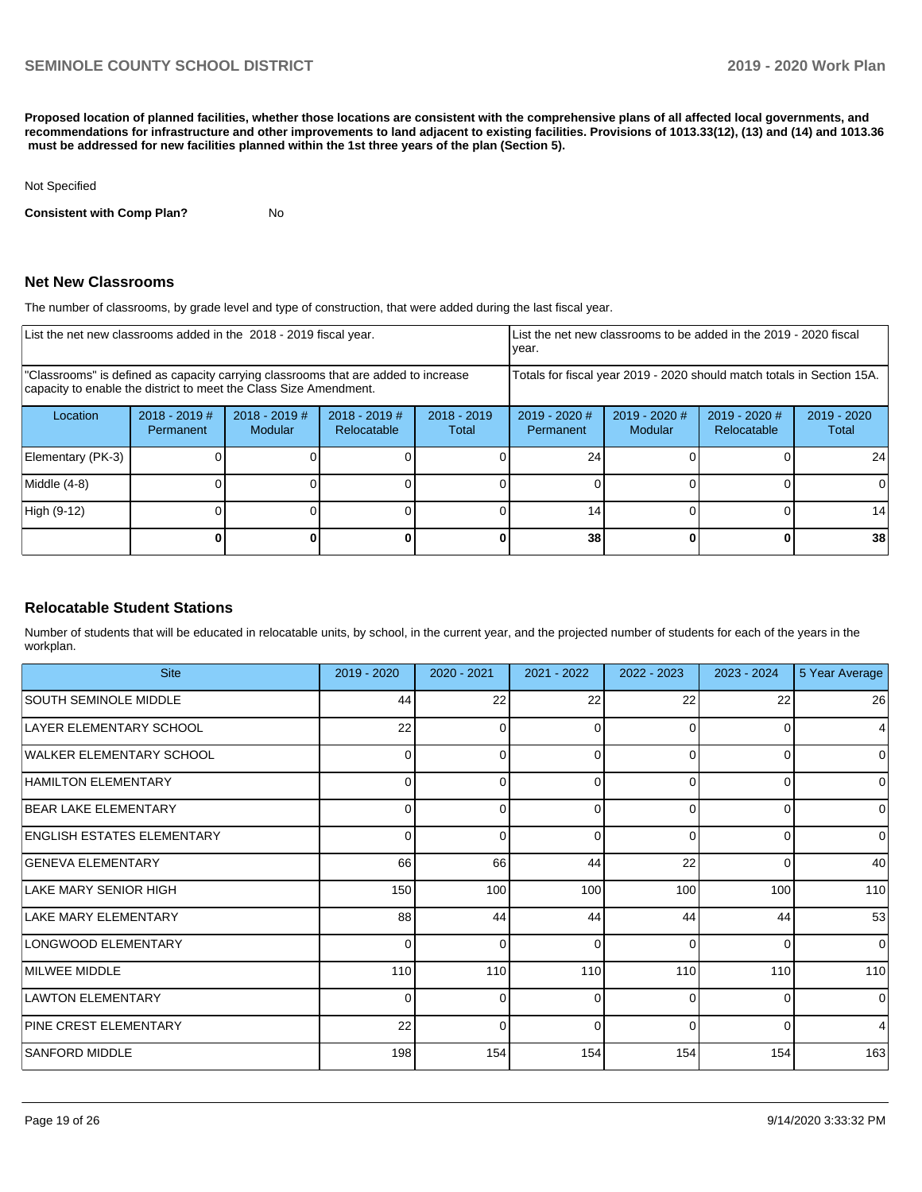**Proposed location of planned facilities, whether those locations are consistent with the comprehensive plans of all affected local governments, and recommendations for infrastructure and other improvements to land adjacent to existing facilities. Provisions of 1013.33(12), (13) and (14) and 1013.36 must be addressed for new facilities planned within the 1st three years of the plan (Section 5).**

Not Specified

**Consistent with Comp Plan?** No

## Net New Classrooms

The number of classrooms, by grade level and type of construction, that were added during the last fiscal year.

| List the net new classrooms added in the 2018 - 2019 fiscal year. | | | | | List the net new classrooms to be added in the 2019 - 2020 fiscal year. | | | |
|---|---|---|---|---|---|---|---|---|
| "Classrooms" is defined as capacity carrying classrooms that are added to increase capacity to enable the district to meet the Class Size Amendment. | | | | | Totals for fiscal year 2019 - 2020 should match totals in Section 15A. | | | |
| Location | 2018 - 2019 # Permanent | 2018 - 2019 # Modular | 2018 - 2019 # Relocatable | 2018 - 2019 Total | 2019 - 2020 # Permanent | 2019 - 2020 # Modular | 2019 - 2020 # Relocatable | 2019 - 2020 Total |
| Elementary (PK-3) | 0 | 0 | 0 | 0 | 24 | 0 | 0 | 24 |
| Middle (4-8) | 0 | 0 | 0 | 0 | 0 | 0 | 0 | 0 |
| High (9-12) | 0 | 0 | 0 | 0 | 14 | 0 | 0 | 14 |
| | **0** | **0** | **0** | **0** | **38** | **0** | **0** | **38** |

## Relocatable Student Stations

Number of students that will be educated in relocatable units, by school, in the current year, and the projected number of students for each of the years in the workplan.

| Site | 2019 - 2020 | 2020 - 2021 | 2021 - 2022 | 2022 - 2023 | 2023 - 2024 | 5 Year Average |
|---|---|---|---|---|---|---|
| SOUTH SEMINOLE MIDDLE | 44 | 22 | 22 | 22 | 22 | 26 |
| LAYER ELEMENTARY SCHOOL | 22 | 0 | 0 | 0 | 0 | 4 |
| WALKER ELEMENTARY SCHOOL | 0 | 0 | 0 | 0 | 0 | 0 |
| HAMILTON ELEMENTARY | 0 | 0 | 0 | 0 | 0 | 0 |
| BEAR LAKE ELEMENTARY | 0 | 0 | 0 | 0 | 0 | 0 |
| ENGLISH ESTATES ELEMENTARY | 0 | 0 | 0 | 0 | 0 | 0 |
| GENEVA ELEMENTARY | 66 | 66 | 44 | 22 | 0 | 40 |
| LAKE MARY SENIOR HIGH | 150 | 100 | 100 | 100 | 100 | 110 |
| LAKE MARY ELEMENTARY | 88 | 44 | 44 | 44 | 44 | 53 |
| LONGWOOD ELEMENTARY | 0 | 0 | 0 | 0 | 0 | 0 |
| MILWEE MIDDLE | 110 | 110 | 110 | 110 | 110 | 110 |
| LAWTON ELEMENTARY | 0 | 0 | 0 | 0 | 0 | 0 |
| PINE CREST ELEMENTARY | 22 | 0 | 0 | 0 | 0 | 4 |
| SANFORD MIDDLE | 198 | 154 | 154 | 154 | 154 | 163 |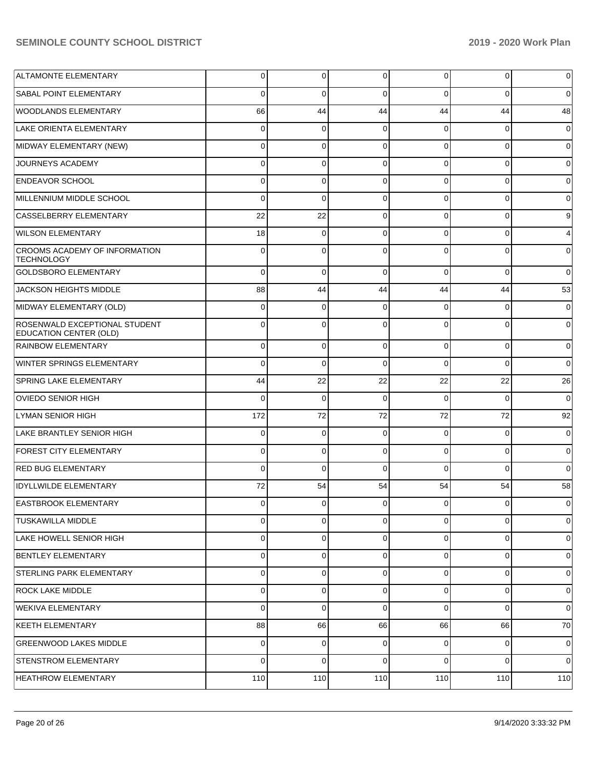| | | | | | | |
|---|---|---|---|---|---|---|
| ALTAMONTE ELEMENTARY | 0 | 0 | 0 | 0 | 0 | 0 |
| SABAL POINT ELEMENTARY | 0 | 0 | 0 | 0 | 0 | 0 |
| WOODLANDS ELEMENTARY | 66 | 44 | 44 | 44 | 44 | 48 |
| LAKE ORIENTA ELEMENTARY | 0 | 0 | 0 | 0 | 0 | 0 |
| MIDWAY ELEMENTARY (NEW) | 0 | 0 | 0 | 0 | 0 | 0 |
| JOURNEYS ACADEMY | 0 | 0 | 0 | 0 | 0 | 0 |
| ENDEAVOR SCHOOL | 0 | 0 | 0 | 0 | 0 | 0 |
| MILLENNIUM MIDDLE SCHOOL | 0 | 0 | 0 | 0 | 0 | 0 |
| CASSELBERRY ELEMENTARY | 22 | 22 | 0 | 0 | 0 | 9 |
| WILSON ELEMENTARY | 18 | 0 | 0 | 0 | 0 | 4 |
| CROOMS ACADEMY OF INFORMATION TECHNOLOGY | 0 | 0 | 0 | 0 | 0 | 0 |
| GOLDSBORO ELEMENTARY | 0 | 0 | 0 | 0 | 0 | 0 |
| JACKSON HEIGHTS MIDDLE | 88 | 44 | 44 | 44 | 44 | 53 |
| MIDWAY ELEMENTARY (OLD) | 0 | 0 | 0 | 0 | 0 | 0 |
| ROSENWALD EXCEPTIONAL STUDENT EDUCATION CENTER (OLD) | 0 | 0 | 0 | 0 | 0 | 0 |
| RAINBOW ELEMENTARY | 0 | 0 | 0 | 0 | 0 | 0 |
| WINTER SPRINGS ELEMENTARY | 0 | 0 | 0 | 0 | 0 | 0 |
| SPRING LAKE ELEMENTARY | 44 | 22 | 22 | 22 | 22 | 26 |
| OVIEDO SENIOR HIGH | 0 | 0 | 0 | 0 | 0 | 0 |
| LYMAN SENIOR HIGH | 172 | 72 | 72 | 72 | 72 | 92 |
| LAKE BRANTLEY SENIOR HIGH | 0 | 0 | 0 | 0 | 0 | 0 |
| FOREST CITY ELEMENTARY | 0 | 0 | 0 | 0 | 0 | 0 |
| RED BUG ELEMENTARY | 0 | 0 | 0 | 0 | 0 | 0 |
| IDYLLWILDE ELEMENTARY | 72 | 54 | 54 | 54 | 54 | 58 |
| EASTBROOK ELEMENTARY | 0 | 0 | 0 | 0 | 0 | 0 |
| TUSKAWILLA MIDDLE | 0 | 0 | 0 | 0 | 0 | 0 |
| LAKE HOWELL SENIOR HIGH | 0 | 0 | 0 | 0 | 0 | 0 |
| BENTLEY ELEMENTARY | 0 | 0 | 0 | 0 | 0 | 0 |
| STERLING PARK ELEMENTARY | 0 | 0 | 0 | 0 | 0 | 0 |
| ROCK LAKE MIDDLE | 0 | 0 | 0 | 0 | 0 | 0 |
| WEKIVA ELEMENTARY | 0 | 0 | 0 | 0 | 0 | 0 |
| KEETH ELEMENTARY | 88 | 66 | 66 | 66 | 66 | 70 |
| GREENWOOD LAKES MIDDLE | 0 | 0 | 0 | 0 | 0 | 0 |
| STENSTROM ELEMENTARY | 0 | 0 | 0 | 0 | 0 | 0 |
| HEATHROW ELEMENTARY | 110 | 110 | 110 | 110 | 110 | 110 |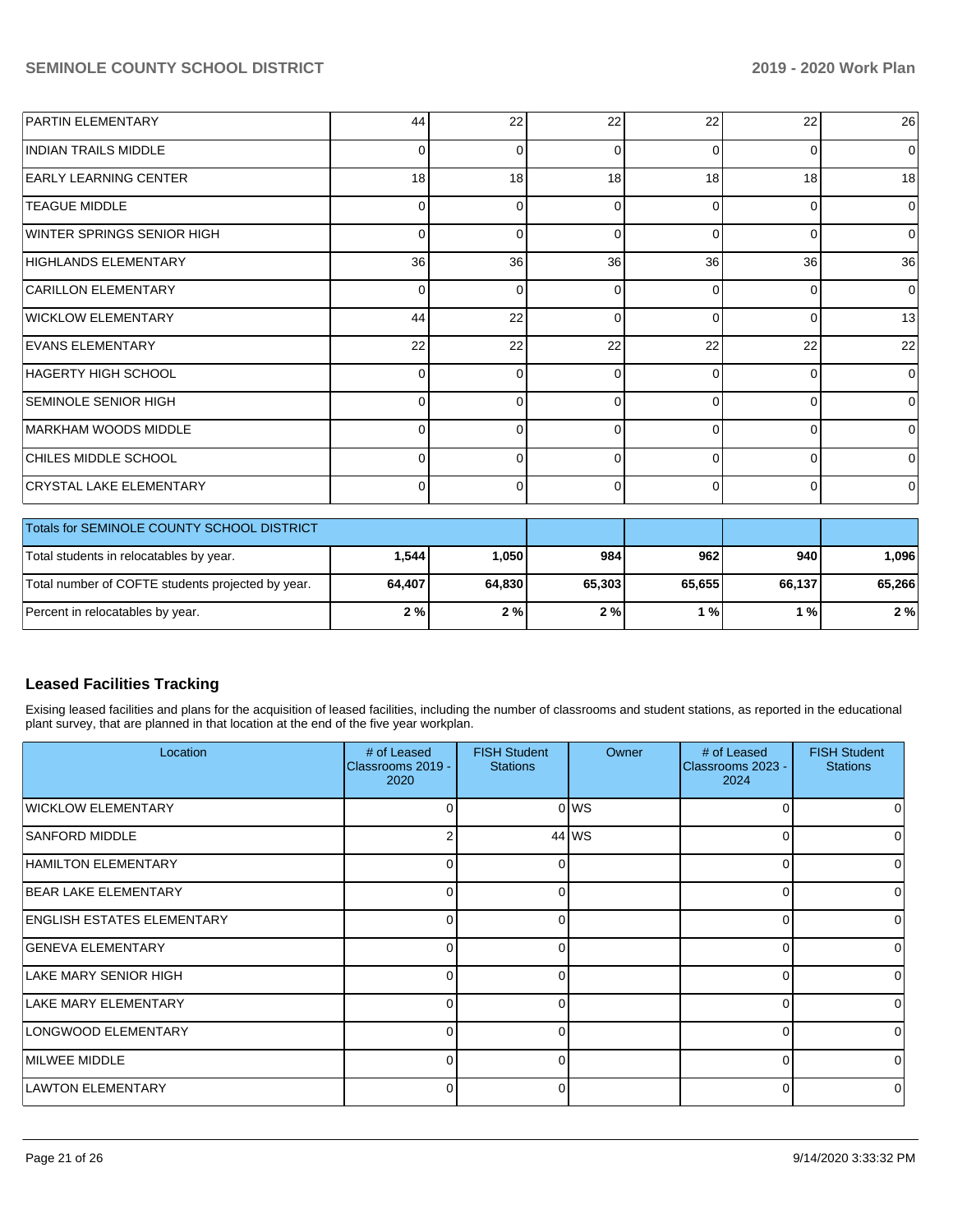| | | | | | | |
|---|---|---|---|---|---|---|
| PARTIN ELEMENTARY | 44 | 22 | 22 | 22 | 22 | 26 |
| INDIAN TRAILS MIDDLE | 0 | 0 | 0 | 0 | 0 | 0 |
| EARLY LEARNING CENTER | 18 | 18 | 18 | 18 | 18 | 18 |
| TEAGUE MIDDLE | 0 | 0 | 0 | 0 | 0 | 0 |
| WINTER SPRINGS SENIOR HIGH | 0 | 0 | 0 | 0 | 0 | 0 |
| HIGHLANDS ELEMENTARY | 36 | 36 | 36 | 36 | 36 | 36 |
| CARILLON ELEMENTARY | 0 | 0 | 0 | 0 | 0 | 0 |
| WICKLOW ELEMENTARY | 44 | 22 | 0 | 0 | 0 | 13 |
| EVANS ELEMENTARY | 22 | 22 | 22 | 22 | 22 | 22 |
| HAGERTY HIGH SCHOOL | 0 | 0 | 0 | 0 | 0 | 0 |
| SEMINOLE SENIOR HIGH | 0 | 0 | 0 | 0 | 0 | 0 |
| MARKHAM WOODS MIDDLE | 0 | 0 | 0 | 0 | 0 | 0 |
| CHILES MIDDLE SCHOOL | 0 | 0 | 0 | 0 | 0 | 0 |
| CRYSTAL LAKE ELEMENTARY | 0 | 0 | 0 | 0 | 0 | 0 |

| Totals for SEMINOLE COUNTY SCHOOL DISTRICT | | | | | | |
|---|---|---|---|---|---|---|
| Total students in relocatables by year. | **1,544** | **1,050** | **984** | **962** | **940** | **1,096** |
| Total number of COFTE students projected by year. | **64,407** | **64,830** | **65,303** | **65,655** | **66,137** | **65,266** |
| Percent in relocatables by year. | **2 %** | **2 %** | **2 %** | **1 %** | **1 %** | **2 %** |

## Leased Facilities Tracking

Exising leased facilities and plans for the acquisition of leased facilities, including the number of classrooms and student stations, as reported in the educational plant survey, that are planned in that location at the end of the five year workplan.

| Location | # of Leased Classrooms 2019 - 2020 | FISH Student Stations | Owner | # of Leased Classrooms 2023 - 2024 | FISH Student Stations |
|---|---|---|---|---|---|
| WICKLOW ELEMENTARY | 0 | 0 | WS | 0 | 0 |
| SANFORD MIDDLE | 2 | 44 | WS | 0 | 0 |
| HAMILTON ELEMENTARY | 0 | 0 | | 0 | 0 |
| BEAR LAKE ELEMENTARY | 0 | 0 | | 0 | 0 |
| ENGLISH ESTATES ELEMENTARY | 0 | 0 | | 0 | 0 |
| GENEVA ELEMENTARY | 0 | 0 | | 0 | 0 |
| LAKE MARY SENIOR HIGH | 0 | 0 | | 0 | 0 |
| LAKE MARY ELEMENTARY | 0 | 0 | | 0 | 0 |
| LONGWOOD ELEMENTARY | 0 | 0 | | 0 | 0 |
| MILWEE MIDDLE | 0 | 0 | | 0 | 0 |
| LAWTON ELEMENTARY | 0 | 0 | | 0 | 0 |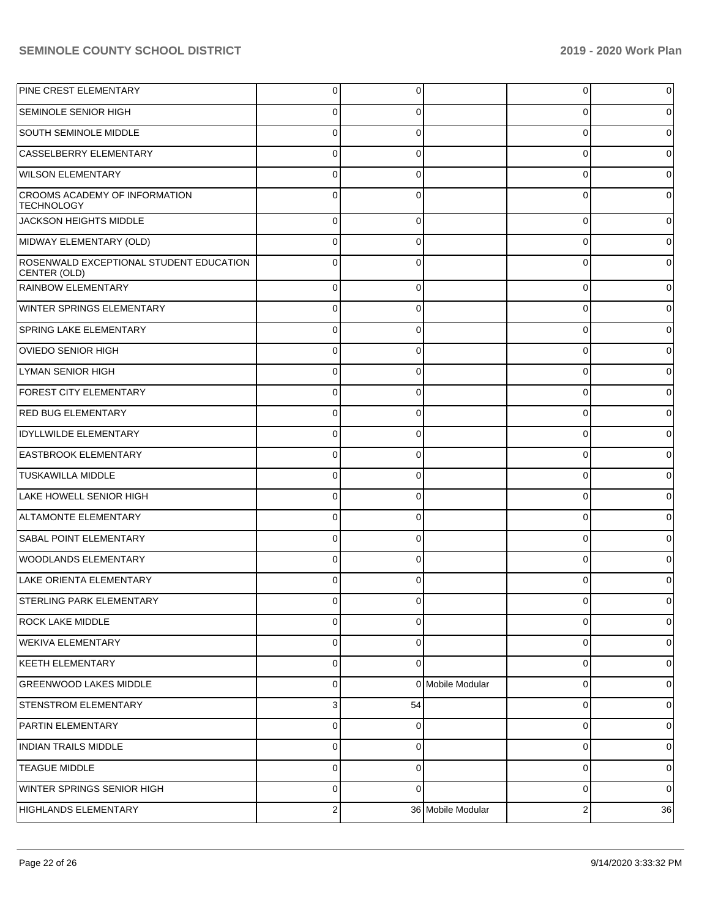| | | | | | |
|---|---|---|---|---|---|
| PINE CREST ELEMENTARY | 0 | 0 | | 0 | 0 |
| SEMINOLE SENIOR HIGH | 0 | 0 | | 0 | 0 |
| SOUTH SEMINOLE MIDDLE | 0 | 0 | | 0 | 0 |
| CASSELBERRY ELEMENTARY | 0 | 0 | | 0 | 0 |
| WILSON ELEMENTARY | 0 | 0 | | 0 | 0 |
| CROOMS ACADEMY OF INFORMATION TECHNOLOGY | 0 | 0 | | 0 | 0 |
| JACKSON HEIGHTS MIDDLE | 0 | 0 | | 0 | 0 |
| MIDWAY ELEMENTARY (OLD) | 0 | 0 | | 0 | 0 |
| ROSENWALD EXCEPTIONAL STUDENT EDUCATION CENTER (OLD) | 0 | 0 | | 0 | 0 |
| RAINBOW ELEMENTARY | 0 | 0 | | 0 | 0 |
| WINTER SPRINGS ELEMENTARY | 0 | 0 | | 0 | 0 |
| SPRING LAKE ELEMENTARY | 0 | 0 | | 0 | 0 |
| OVIEDO SENIOR HIGH | 0 | 0 | | 0 | 0 |
| LYMAN SENIOR HIGH | 0 | 0 | | 0 | 0 |
| FOREST CITY ELEMENTARY | 0 | 0 | | 0 | 0 |
| RED BUG ELEMENTARY | 0 | 0 | | 0 | 0 |
| IDYLLWILDE ELEMENTARY | 0 | 0 | | 0 | 0 |
| EASTBROOK ELEMENTARY | 0 | 0 | | 0 | 0 |
| TUSKAWILLA MIDDLE | 0 | 0 | | 0 | 0 |
| LAKE HOWELL SENIOR HIGH | 0 | 0 | | 0 | 0 |
| ALTAMONTE ELEMENTARY | 0 | 0 | | 0 | 0 |
| SABAL POINT ELEMENTARY | 0 | 0 | | 0 | 0 |
| WOODLANDS ELEMENTARY | 0 | 0 | | 0 | 0 |
| LAKE ORIENTA ELEMENTARY | 0 | 0 | | 0 | 0 |
| STERLING PARK ELEMENTARY | 0 | 0 | | 0 | 0 |
| ROCK LAKE MIDDLE | 0 | 0 | | 0 | 0 |
| WEKIVA ELEMENTARY | 0 | 0 | | 0 | 0 |
| KEETH ELEMENTARY | 0 | 0 | | 0 | 0 |
| GREENWOOD LAKES MIDDLE | 0 | 0 | Mobile Modular | 0 | 0 |
| STENSTROM ELEMENTARY | 3 | 54 | | 0 | 0 |
| PARTIN ELEMENTARY | 0 | 0 | | 0 | 0 |
| INDIAN TRAILS MIDDLE | 0 | 0 | | 0 | 0 |
| TEAGUE MIDDLE | 0 | 0 | | 0 | 0 |
| WINTER SPRINGS SENIOR HIGH | 0 | 0 | | 0 | 0 |
| HIGHLANDS ELEMENTARY | 2 | 36 | Mobile Modular | 2 | 36 |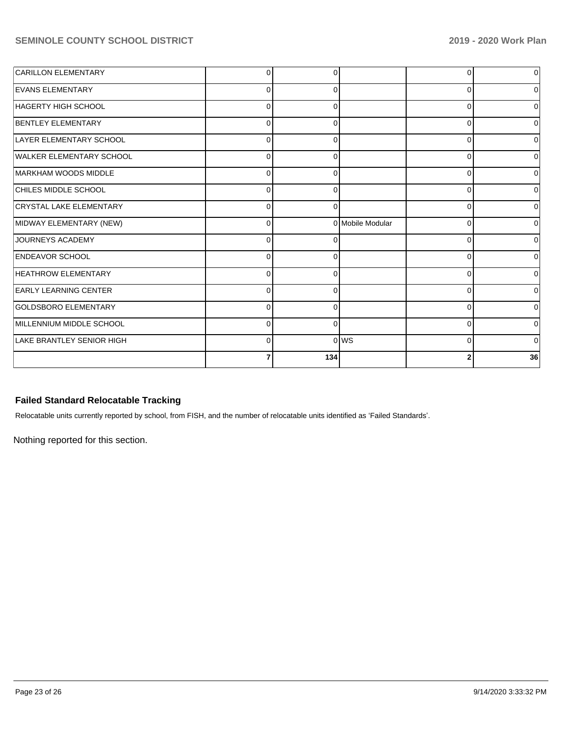| | | | | | |
|---|---|---|---|---|---|
| CARILLON ELEMENTARY | 0 | 0 | | 0 | 0 |
| EVANS ELEMENTARY | 0 | 0 | | 0 | 0 |
| HAGERTY HIGH SCHOOL | 0 | 0 | | 0 | 0 |
| BENTLEY ELEMENTARY | 0 | 0 | | 0 | 0 |
| LAYER ELEMENTARY SCHOOL | 0 | 0 | | 0 | 0 |
| WALKER ELEMENTARY SCHOOL | 0 | 0 | | 0 | 0 |
| MARKHAM WOODS MIDDLE | 0 | 0 | | 0 | 0 |
| CHILES MIDDLE SCHOOL | 0 | 0 | | 0 | 0 |
| CRYSTAL LAKE ELEMENTARY | 0 | 0 | | 0 | 0 |
| MIDWAY ELEMENTARY (NEW) | 0 | 0 | Mobile Modular | 0 | 0 |
| JOURNEYS ACADEMY | 0 | 0 | | 0 | 0 |
| ENDEAVOR SCHOOL | 0 | 0 | | 0 | 0 |
| HEATHROW ELEMENTARY | 0 | 0 | | 0 | 0 |
| EARLY LEARNING CENTER | 0 | 0 | | 0 | 0 |
| GOLDSBORO ELEMENTARY | 0 | 0 | | 0 | 0 |
| MILLENNIUM MIDDLE SCHOOL | 0 | 0 | | 0 | 0 |
| LAKE BRANTLEY SENIOR HIGH | 0 | 0 | WS | 0 | 0 |
| | **7** | **134** | | **2** | **36** |

### Failed Standard Relocatable Tracking

Relocatable units currently reported by school, from FISH, and the number of relocatable units identified as 'Failed Standards'.

Nothing reported for this section.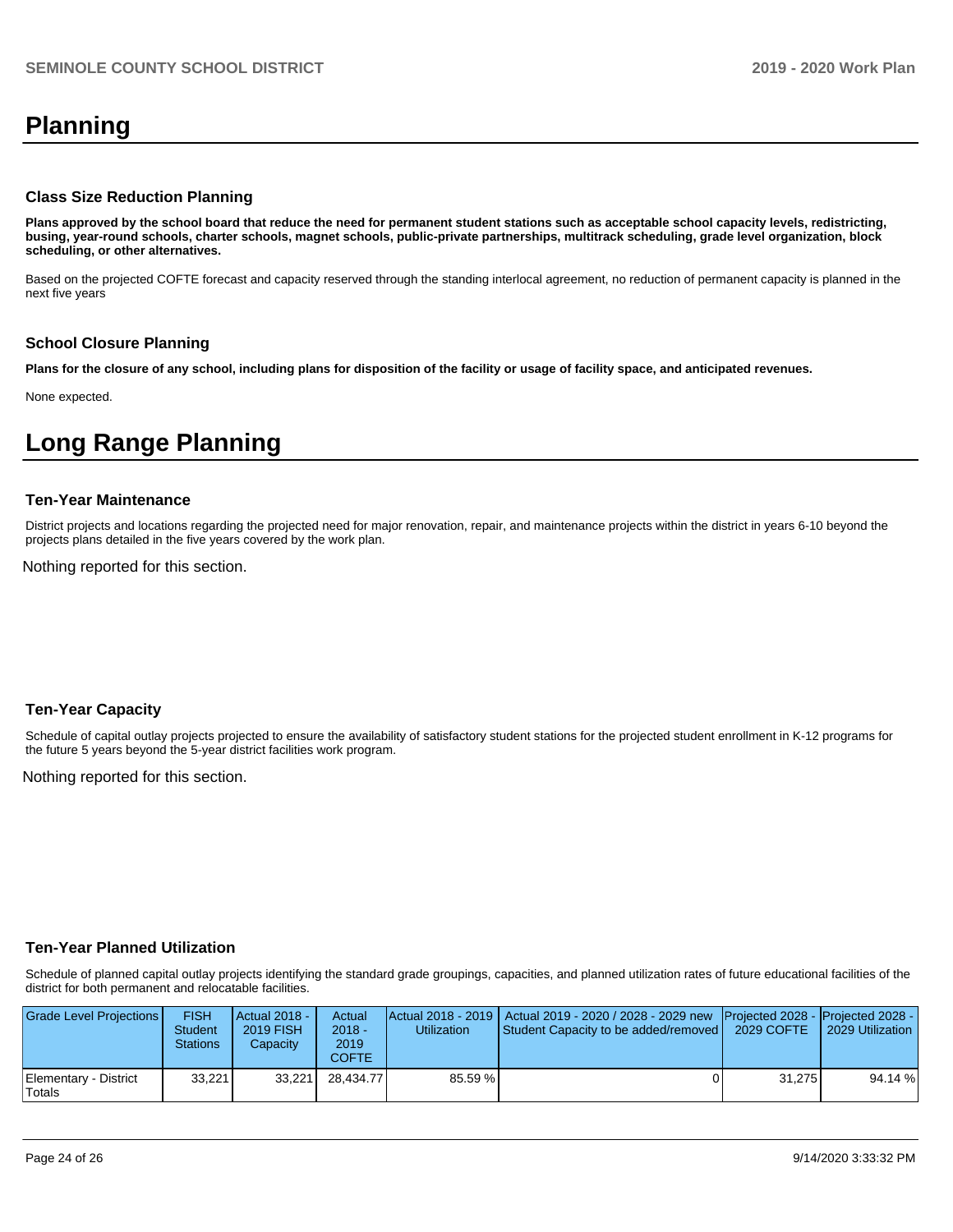# Planning

### Class Size Reduction Planning

**Plans approved by the school board that reduce the need for permanent student stations such as acceptable school capacity levels, redistricting, busing, year-round schools, charter schools, magnet schools, public-private partnerships, multitrack scheduling, grade level organization, block scheduling, or other alternatives.**

Based on the projected COFTE forecast and capacity reserved through the standing interlocal agreement, no reduction of permanent capacity is planned in the next five years

### School Closure Planning

**Plans for the closure of any school, including plans for disposition of the facility or usage of facility space, and anticipated revenues.**

None expected.

# Long Range Planning

### Ten-Year Maintenance

District projects and locations regarding the projected need for major renovation, repair, and maintenance projects within the district in years 6-10 beyond the projects plans detailed in the five years covered by the work plan.

Nothing reported for this section.

### Ten-Year Capacity

Schedule of capital outlay projects projected to ensure the availability of satisfactory student stations for the projected student enrollment in K-12 programs for the future 5 years beyond the 5-year district facilities work program.

Nothing reported for this section.

### Ten-Year Planned Utilization

Schedule of planned capital outlay projects identifying the standard grade groupings, capacities, and planned utilization rates of future educational facilities of the district for both permanent and relocatable facilities.

| Grade Level Projections | FISH Student Stations | Actual 2018 - 2019 FISH Capacity | Actual 2018 - 2019 COFTE | Actual 2018 - 2019 Utilization | Actual 2019 - 2020 / 2028 - 2029 new Student Capacity to be added/removed | Projected 2028 - 2029 COFTE | Projected 2028 - 2029 Utilization |
|---|---|---|---|---|---|---|---|
| Elementary - District Totals | 33,221 | 33,221 | 28,434.77 | 85.59 % | 0 | 31,275 | 94.14 % |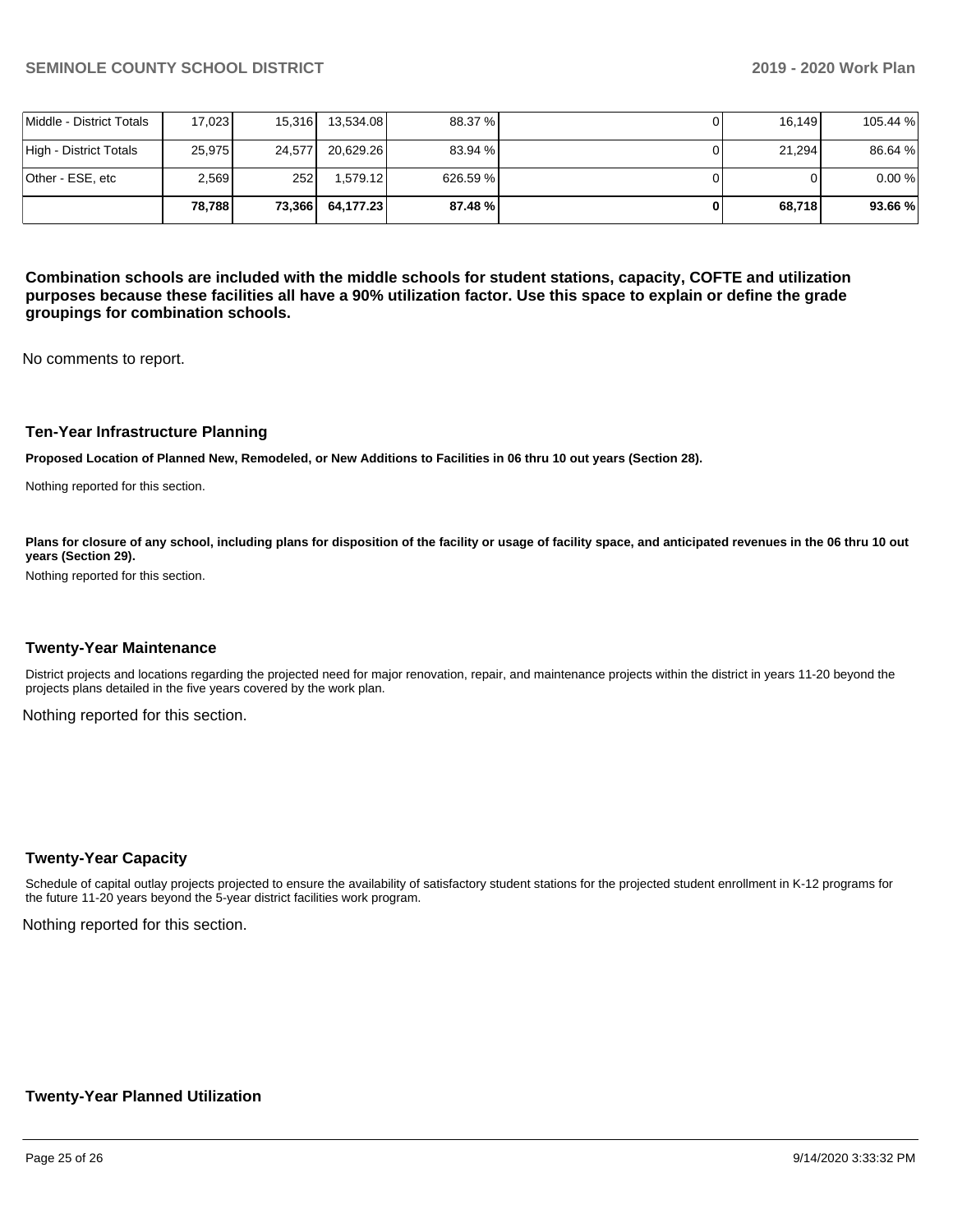| | | | | | | | |
|---|---|---|---|---|---|---|---|
| Middle - District Totals | 17,023 | 15,316 | 13,534.08 | 88.37 % | 0 | 16,149 | 105.44 % |
| High - District Totals | 25,975 | 24,577 | 20,629.26 | 83.94 % | 0 | 21,294 | 86.64 % |
| Other - ESE, etc | 2,569 | 252 | 1,579.12 | 626.59 % | 0 | 0 | 0.00 % |
| | **78,788** | **73,366** | **64,177.23** | **87.48 %** | **0** | **68,718** | **93.66 %** |

**Combination schools are included with the middle schools for student stations, capacity, COFTE and utilization purposes because these facilities all have a 90% utilization factor. Use this space to explain or define the grade groupings for combination schools.**

No comments to report.

### Ten-Year Infrastructure Planning

**Proposed Location of Planned New, Remodeled, or New Additions to Facilities in 06 thru 10 out years (Section 28).**

Nothing reported for this section.

**Plans for closure of any school, including plans for disposition of the facility or usage of facility space, and anticipated revenues in the 06 thru 10 out years (Section 29).**

Nothing reported for this section.

### Twenty-Year Maintenance

District projects and locations regarding the projected need for major renovation, repair, and maintenance projects within the district in years 11-20 beyond the projects plans detailed in the five years covered by the work plan.

Nothing reported for this section.

### Twenty-Year Capacity

Schedule of capital outlay projects projected to ensure the availability of satisfactory student stations for the projected student enrollment in K-12 programs for the future 11-20 years beyond the 5-year district facilities work program.

Nothing reported for this section.

### Twenty-Year Planned Utilization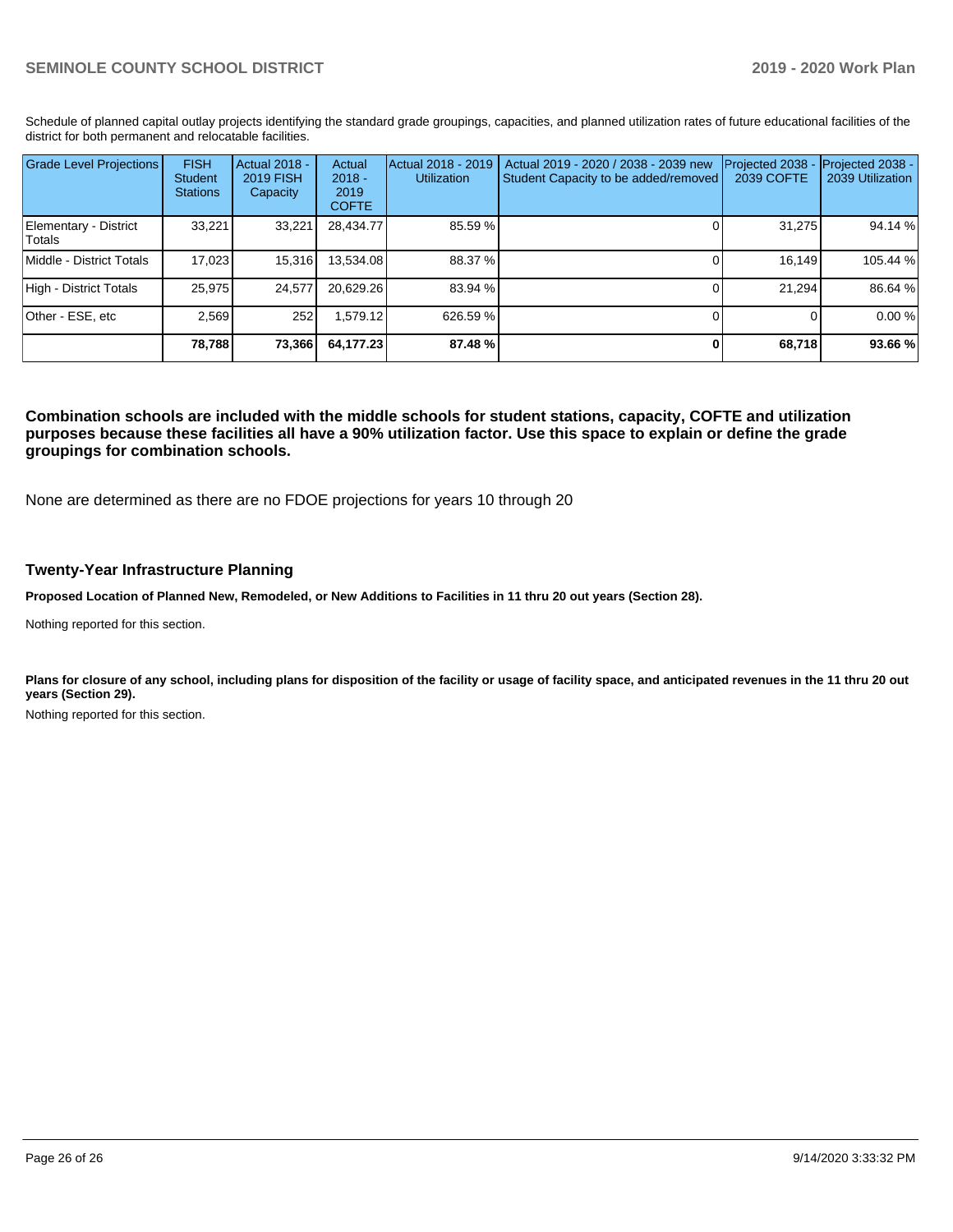Schedule of planned capital outlay projects identifying the standard grade groupings, capacities, and planned utilization rates of future educational facilities of the district for both permanent and relocatable facilities.

| Grade Level Projections | FISH Student Stations | Actual 2018 - 2019 FISH Capacity | Actual 2018 - 2019 COFTE | Actual 2018 - 2019 Utilization | Actual 2019 - 2020 / 2038 - 2039 new Student Capacity to be added/removed | Projected 2038 - 2039 COFTE | Projected 2038 - 2039 Utilization |
|---|---|---|---|---|---|---|---|
| Elementary - District Totals | 33,221 | 33,221 | 28,434.77 | 85.59 % | 0 | 31,275 | 94.14 % |
| Middle - District Totals | 17,023 | 15,316 | 13,534.08 | 88.37 % | 0 | 16,149 | 105.44 % |
| High - District Totals | 25,975 | 24,577 | 20,629.26 | 83.94 % | 0 | 21,294 | 86.64 % |
| Other - ESE, etc | 2,569 | 252 | 1,579.12 | 626.59 % | 0 | 0 | 0.00 % |
| | **78,788** | **73,366** | **64,177.23** | **87.48 %** | **0** | **68,718** | **93.66 %** |

**Combination schools are included with the middle schools for student stations, capacity, COFTE and utilization purposes because these facilities all have a 90% utilization factor. Use this space to explain or define the grade groupings for combination schools.**

None are determined as there are no FDOE projections for years 10 through 20

### Twenty-Year Infrastructure Planning

**Proposed Location of Planned New, Remodeled, or New Additions to Facilities in 11 thru 20 out years (Section 28).**

Nothing reported for this section.

**Plans for closure of any school, including plans for disposition of the facility or usage of facility space, and anticipated revenues in the 11 thru 20 out years (Section 29).**

Nothing reported for this section.